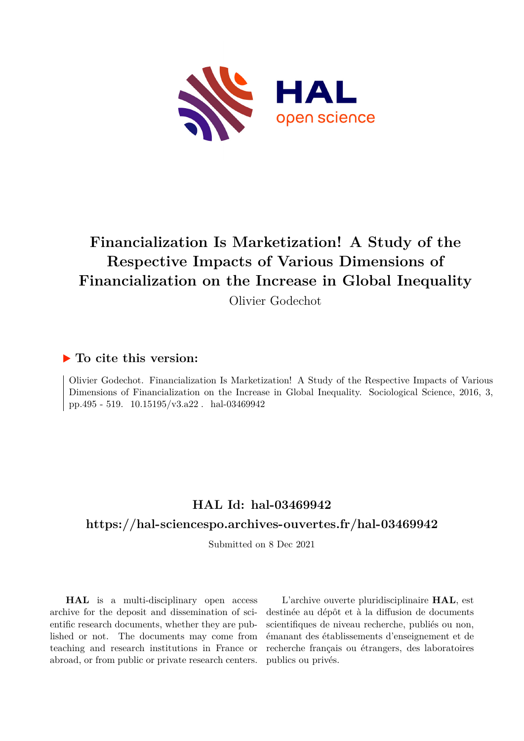# Financialization Is Marketization! A Study of the Respective Impacts of Various Dimensions of Financialization on the Increase in Global Inequality

Olivier Godechot

## ▶ To cite this version:

Olivier Godechot. Financialization Is Marketization! A Study of the Respective Impacts of Various Dimensions of Financialization on the Increase in Global Inequality. Sociological Science, 2016, 3, pp.495 - 519. 10.15195/v3.a22 . hal-03469942

## HAL Id: hal-03469942

## https://hal-sciencespo.archives-ouvertes.fr/hal-03469942

Submitted on 8 Dec 2021

**HAL** is a multi-disciplinary open access archive for the deposit and dissemination of scientific research documents, whether they are published or not. The documents may come from teaching and research institutions in France or abroad, or from public or private research centers.

L'archive ouverte pluridisciplinaire **HAL**, est destinée au dépôt et à la diffusion de documents scientifiques de niveau recherche, publiés ou non, émanant des établissements d'enseignement et de recherche français ou étrangers, des laboratoires publics ou privés.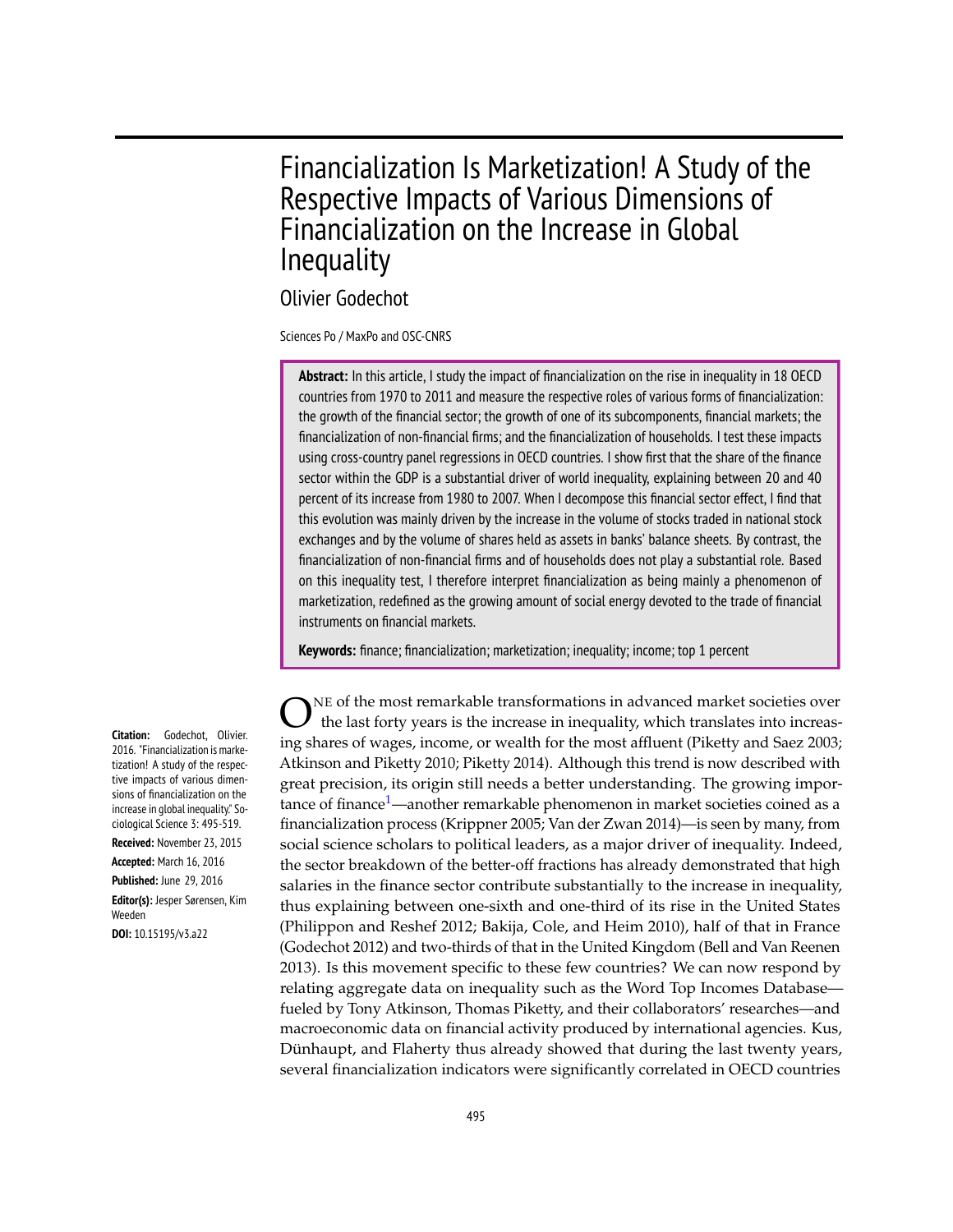# Financialization Is Marketization! A Study of the Respective Impacts of Various Dimensions of Financialization on the Increase in Global Inequality

Olivier Godechot

Sciences Po / MaxPo and OSC-CNRS

**Abstract:** In this article, I study the impact of financialization on the rise in inequality in 18 OECD countries from 1970 to 2011 and measure the respective roles of various forms of financialization: the growth of the financial sector; the growth of one of its subcomponents, financial markets; the financialization of non-financial firms; and the financialization of households. I test these impacts using cross-country panel regressions in OECD countries. I show first that the share of the finance sector within the GDP is a substantial driver of world inequality, explaining between 20 and 40 percent of its increase from 1980 to 2007. When I decompose this financial sector effect, I find that this evolution was mainly driven by the increase in the volume of stocks traded in national stock exchanges and by the volume of shares held as assets in banks' balance sheets. By contrast, the financialization of non-financial firms and of households does not play a substantial role. Based on this inequality test, I therefore interpret financialization as being mainly a phenomenon of marketization, redefined as the growing amount of social energy devoted to the trade of financial instruments on financial markets.

**Keywords:** finance; financialization; marketization; inequality; income; top 1 percent

**Citation:** Godechot, Olivier. 2016. "Financialization is marketization! A study of the respective impacts of various dimensions of financialization on the increase in global inequality." Sociological Science 3: 495-519.

**Received:** November 23, 2015

**Accepted:** March 16, 2016

**Published:** June 29, 2016

**Editor(s):** Jesper Sørensen, Kim Weeden

**DOI:** 10.15195/v3.a22

One of the most remarkable transformations in advanced market societies over the last forty years is the increase in inequality, which translates into increasing shares of wages, income, or wealth for the most affluent (Piketty and Saez 2003; Atkinson and Piketty 2010; Piketty 2014). Although this trend is now described with great precision, its origin still needs a better understanding. The growing importance of finance[1]—another remarkable phenomenon in market societies coined as a financialization process (Krippner 2005; Van der Zwan 2014)—is seen by many, from social science scholars to political leaders, as a major driver of inequality. Indeed, the sector breakdown of the better-off fractions has already demonstrated that high salaries in the finance sector contribute substantially to the increase in inequality, thus explaining between one-sixth and one-third of its rise in the United States (Philippon and Reshef 2012; Bakija, Cole, and Heim 2010), half of that in France (Godechot 2012) and two-thirds of that in the United Kingdom (Bell and Van Reenen 2013). Is this movement specific to these few countries? We can now respond by relating aggregate data on inequality such as the Word Top Incomes Database—fueled by Tony Atkinson, Thomas Piketty, and their collaborators' researches—and macroeconomic data on financial activity produced by international agencies. Kus, Dünhaupt, and Flaherty thus already showed that during the last twenty years, several financialization indicators were significantly correlated in OECD countries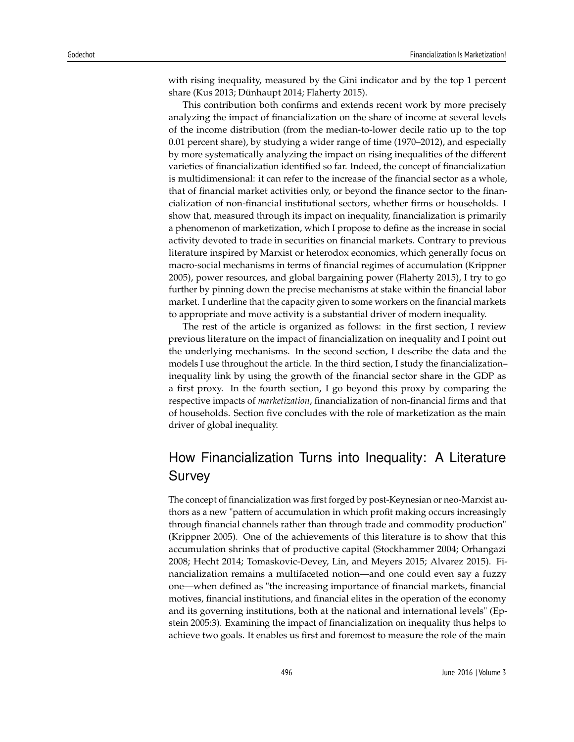with rising inequality, measured by the Gini indicator and by the top 1 percent share (Kus 2013; Dünhaupt 2014; Flaherty 2015).

This contribution both confirms and extends recent work by more precisely analyzing the impact of financialization on the share of income at several levels of the income distribution (from the median-to-lower decile ratio up to the top 0.01 percent share), by studying a wider range of time (1970–2012), and especially by more systematically analyzing the impact on rising inequalities of the different varieties of financialization identified so far. Indeed, the concept of financialization is multidimensional: it can refer to the increase of the financial sector as a whole, that of financial market activities only, or beyond the finance sector to the financialization of non-financial institutional sectors, whether firms or households. I show that, measured through its impact on inequality, financialization is primarily a phenomenon of marketization, which I propose to define as the increase in social activity devoted to trade in securities on financial markets. Contrary to previous literature inspired by Marxist or heterodox economics, which generally focus on macro-social mechanisms in terms of financial regimes of accumulation (Krippner 2005), power resources, and global bargaining power (Flaherty 2015), I try to go further by pinning down the precise mechanisms at stake within the financial labor market. I underline that the capacity given to some workers on the financial markets to appropriate and move activity is a substantial driver of modern inequality.

The rest of the article is organized as follows: in the first section, I review previous literature on the impact of financialization on inequality and I point out the underlying mechanisms. In the second section, I describe the data and the models I use throughout the article. In the third section, I study the financialization–inequality link by using the growth of the financial sector share in the GDP as a first proxy. In the fourth section, I go beyond this proxy by comparing the respective impacts of *marketization*, financialization of non-financial firms and that of households. Section five concludes with the role of marketization as the main driver of global inequality.

## How Financialization Turns into Inequality: A Literature Survey

The concept of financialization was first forged by post-Keynesian or neo-Marxist authors as a new "pattern of accumulation in which profit making occurs increasingly through financial channels rather than through trade and commodity production" (Krippner 2005). One of the achievements of this literature is to show that this accumulation shrinks that of productive capital (Stockhammer 2004; Orhangazi 2008; Hecht 2014; Tomaskovic-Devey, Lin, and Meyers 2015; Alvarez 2015). Financialization remains a multifaceted notion—and one could even say a fuzzy one—when defined as "the increasing importance of financial markets, financial motives, financial institutions, and financial elites in the operation of the economy and its governing institutions, both at the national and international levels" (Epstein 2005:3). Examining the impact of financialization on inequality thus helps to achieve two goals. It enables us first and foremost to measure the role of the main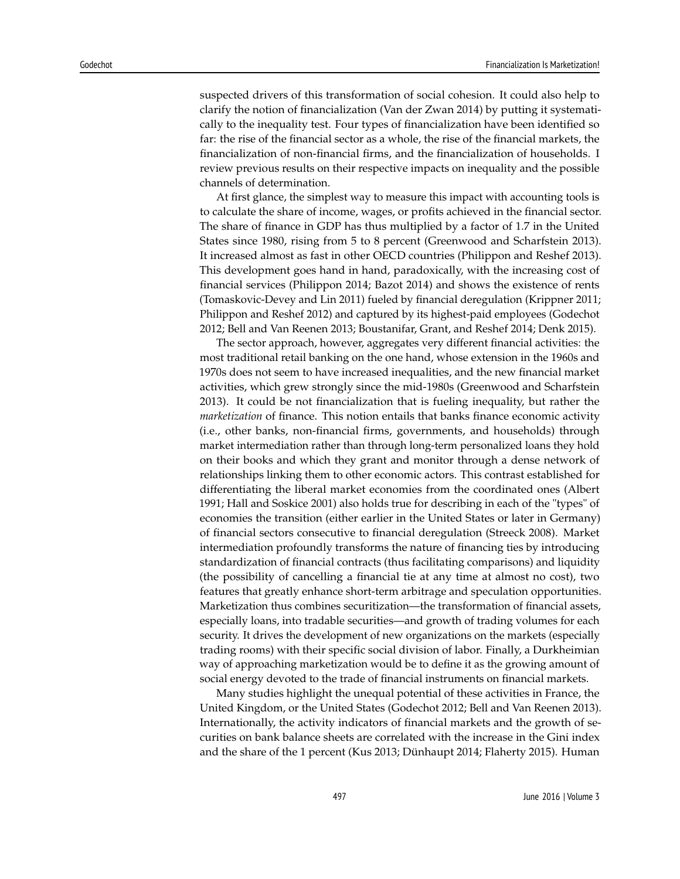suspected drivers of this transformation of social cohesion. It could also help to clarify the notion of financialization (Van der Zwan 2014) by putting it systematically to the inequality test. Four types of financialization have been identified so far: the rise of the financial sector as a whole, the rise of the financial markets, the financialization of non-financial firms, and the financialization of households. I review previous results on their respective impacts on inequality and the possible channels of determination.

At first glance, the simplest way to measure this impact with accounting tools is to calculate the share of income, wages, or profits achieved in the financial sector. The share of finance in GDP has thus multiplied by a factor of 1.7 in the United States since 1980, rising from 5 to 8 percent (Greenwood and Scharfstein 2013). It increased almost as fast in other OECD countries (Philippon and Reshef 2013). This development goes hand in hand, paradoxically, with the increasing cost of financial services (Philippon 2014; Bazot 2014) and shows the existence of rents (Tomaskovic-Devey and Lin 2011) fueled by financial deregulation (Krippner 2011; Philippon and Reshef 2012) and captured by its highest-paid employees (Godechot 2012; Bell and Van Reenen 2013; Boustanifar, Grant, and Reshef 2014; Denk 2015).

The sector approach, however, aggregates very different financial activities: the most traditional retail banking on the one hand, whose extension in the 1960s and 1970s does not seem to have increased inequalities, and the new financial market activities, which grew strongly since the mid-1980s (Greenwood and Scharfstein 2013). It could be not financialization that is fueling inequality, but rather the *marketization* of finance. This notion entails that banks finance economic activity (i.e., other banks, non-financial firms, governments, and households) through market intermediation rather than through long-term personalized loans they hold on their books and which they grant and monitor through a dense network of relationships linking them to other economic actors. This contrast established for differentiating the liberal market economies from the coordinated ones (Albert 1991; Hall and Soskice 2001) also holds true for describing in each of the "types" of economies the transition (either earlier in the United States or later in Germany) of financial sectors consecutive to financial deregulation (Streeck 2008). Market intermediation profoundly transforms the nature of financing ties by introducing standardization of financial contracts (thus facilitating comparisons) and liquidity (the possibility of cancelling a financial tie at any time at almost no cost), two features that greatly enhance short-term arbitrage and speculation opportunities. Marketization thus combines securitization—the transformation of financial assets, especially loans, into tradable securities—and growth of trading volumes for each security. It drives the development of new organizations on the markets (especially trading rooms) with their specific social division of labor. Finally, a Durkheimian way of approaching marketization would be to define it as the growing amount of social energy devoted to the trade of financial instruments on financial markets.

Many studies highlight the unequal potential of these activities in France, the United Kingdom, or the United States (Godechot 2012; Bell and Van Reenen 2013). Internationally, the activity indicators of financial markets and the growth of securities on bank balance sheets are correlated with the increase in the Gini index and the share of the 1 percent (Kus 2013; Dünhaupt 2014; Flaherty 2015). Human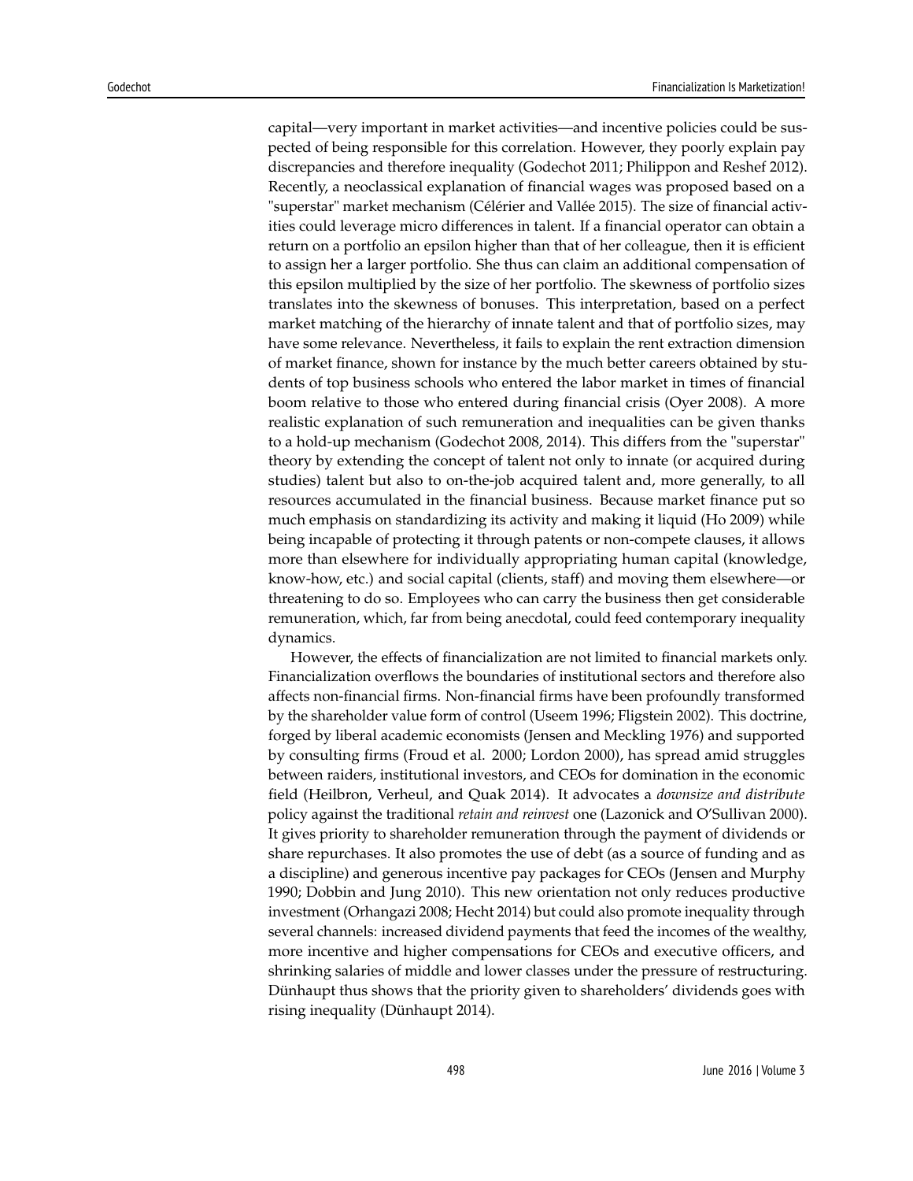capital—very important in market activities—and incentive policies could be suspected of being responsible for this correlation. However, they poorly explain pay discrepancies and therefore inequality (Godechot 2011; Philippon and Reshef 2012). Recently, a neoclassical explanation of financial wages was proposed based on a "superstar" market mechanism (Célérier and Vallée 2015). The size of financial activities could leverage micro differences in talent. If a financial operator can obtain a return on a portfolio an epsilon higher than that of her colleague, then it is efficient to assign her a larger portfolio. She thus can claim an additional compensation of this epsilon multiplied by the size of her portfolio. The skewness of portfolio sizes translates into the skewness of bonuses. This interpretation, based on a perfect market matching of the hierarchy of innate talent and that of portfolio sizes, may have some relevance. Nevertheless, it fails to explain the rent extraction dimension of market finance, shown for instance by the much better careers obtained by students of top business schools who entered the labor market in times of financial boom relative to those who entered during financial crisis (Oyer 2008). A more realistic explanation of such remuneration and inequalities can be given thanks to a hold-up mechanism (Godechot 2008, 2014). This differs from the "superstar" theory by extending the concept of talent not only to innate (or acquired during studies) talent but also to on-the-job acquired talent and, more generally, to all resources accumulated in the financial business. Because market finance put so much emphasis on standardizing its activity and making it liquid (Ho 2009) while being incapable of protecting it through patents or non-compete clauses, it allows more than elsewhere for individually appropriating human capital (knowledge, know-how, etc.) and social capital (clients, staff) and moving them elsewhere—or threatening to do so. Employees who can carry the business then get considerable remuneration, which, far from being anecdotal, could feed contemporary inequality dynamics.

However, the effects of financialization are not limited to financial markets only. Financialization overflows the boundaries of institutional sectors and therefore also affects non-financial firms. Non-financial firms have been profoundly transformed by the shareholder value form of control (Useem 1996; Fligstein 2002). This doctrine, forged by liberal academic economists (Jensen and Meckling 1976) and supported by consulting firms (Froud et al. 2000; Lordon 2000), has spread amid struggles between raiders, institutional investors, and CEOs for domination in the economic field (Heilbron, Verheul, and Quak 2014). It advocates a *downsize and distribute* policy against the traditional *retain and reinvest* one (Lazonick and O'Sullivan 2000). It gives priority to shareholder remuneration through the payment of dividends or share repurchases. It also promotes the use of debt (as a source of funding and as a discipline) and generous incentive pay packages for CEOs (Jensen and Murphy 1990; Dobbin and Jung 2010). This new orientation not only reduces productive investment (Orhangazi 2008; Hecht 2014) but could also promote inequality through several channels: increased dividend payments that feed the incomes of the wealthy, more incentive and higher compensations for CEOs and executive officers, and shrinking salaries of middle and lower classes under the pressure of restructuring. Dünhaupt thus shows that the priority given to shareholders' dividends goes with rising inequality (Dünhaupt 2014).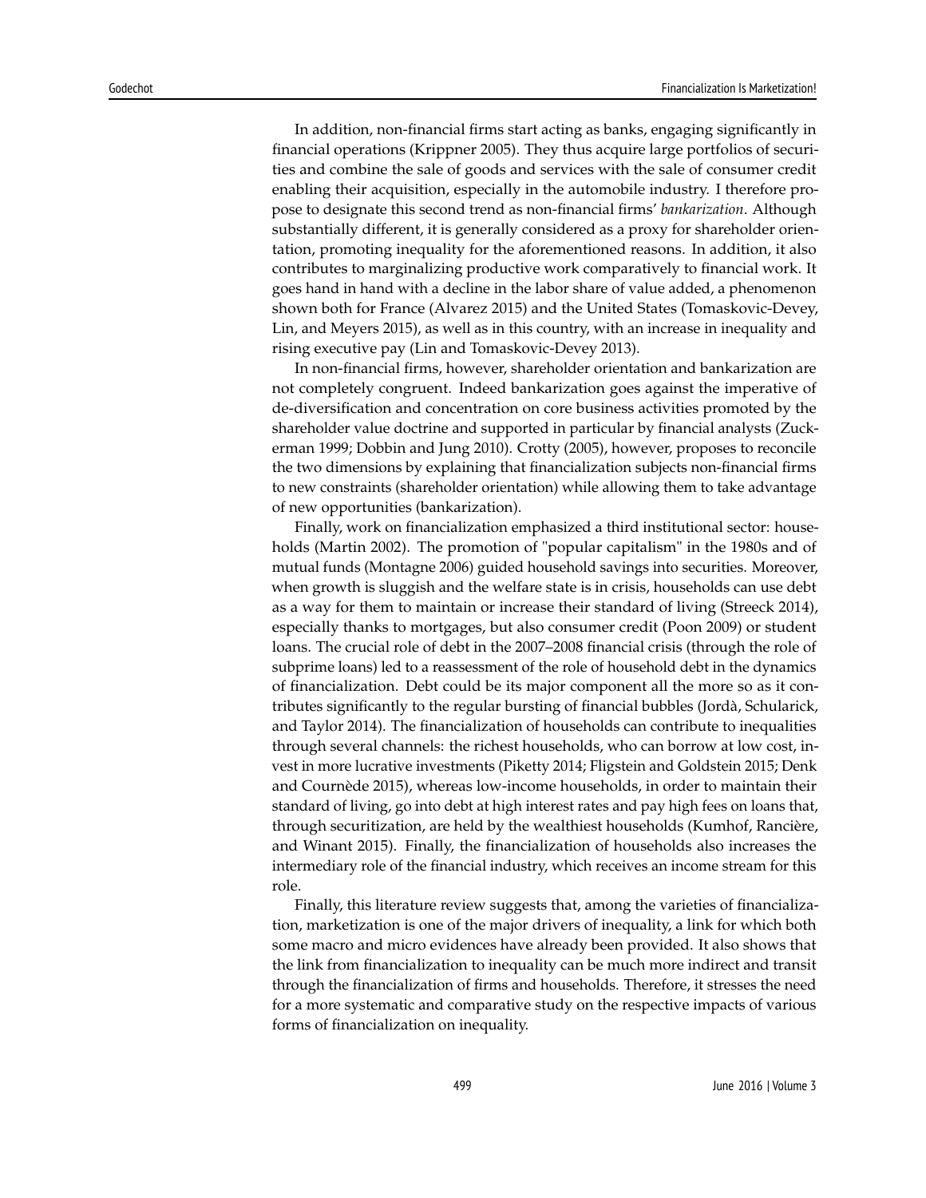In addition, non-financial firms start acting as banks, engaging significantly in financial operations (Krippner 2005). They thus acquire large portfolios of securities and combine the sale of goods and services with the sale of consumer credit enabling their acquisition, especially in the automobile industry. I therefore propose to designate this second trend as non-financial firms' *bankarization*. Although substantially different, it is generally considered as a proxy for shareholder orientation, promoting inequality for the aforementioned reasons. In addition, it also contributes to marginalizing productive work comparatively to financial work. It goes hand in hand with a decline in the labor share of value added, a phenomenon shown both for France (Alvarez 2015) and the United States (Tomaskovic-Devey, Lin, and Meyers 2015), as well as in this country, with an increase in inequality and rising executive pay (Lin and Tomaskovic-Devey 2013).

In non-financial firms, however, shareholder orientation and bankarization are not completely congruent. Indeed bankarization goes against the imperative of de-diversification and concentration on core business activities promoted by the shareholder value doctrine and supported in particular by financial analysts (Zuckerman 1999; Dobbin and Jung 2010). Crotty (2005), however, proposes to reconcile the two dimensions by explaining that financialization subjects non-financial firms to new constraints (shareholder orientation) while allowing them to take advantage of new opportunities (bankarization).

Finally, work on financialization emphasized a third institutional sector: households (Martin 2002). The promotion of "popular capitalism" in the 1980s and of mutual funds (Montagne 2006) guided household savings into securities. Moreover, when growth is sluggish and the welfare state is in crisis, households can use debt as a way for them to maintain or increase their standard of living (Streeck 2014), especially thanks to mortgages, but also consumer credit (Poon 2009) or student loans. The crucial role of debt in the 2007–2008 financial crisis (through the role of subprime loans) led to a reassessment of the role of household debt in the dynamics of financialization. Debt could be its major component all the more so as it contributes significantly to the regular bursting of financial bubbles (Jordà, Schularick, and Taylor 2014). The financialization of households can contribute to inequalities through several channels: the richest households, who can borrow at low cost, invest in more lucrative investments (Piketty 2014; Fligstein and Goldstein 2015; Denk and Cournède 2015), whereas low-income households, in order to maintain their standard of living, go into debt at high interest rates and pay high fees on loans that, through securitization, are held by the wealthiest households (Kumhof, Rancière, and Winant 2015). Finally, the financialization of households also increases the intermediary role of the financial industry, which receives an income stream for this role.

Finally, this literature review suggests that, among the varieties of financialization, marketization is one of the major drivers of inequality, a link for which both some macro and micro evidences have already been provided. It also shows that the link from financialization to inequality can be much more indirect and transit through the financialization of firms and households. Therefore, it stresses the need for a more systematic and comparative study on the respective impacts of various forms of financialization on inequality.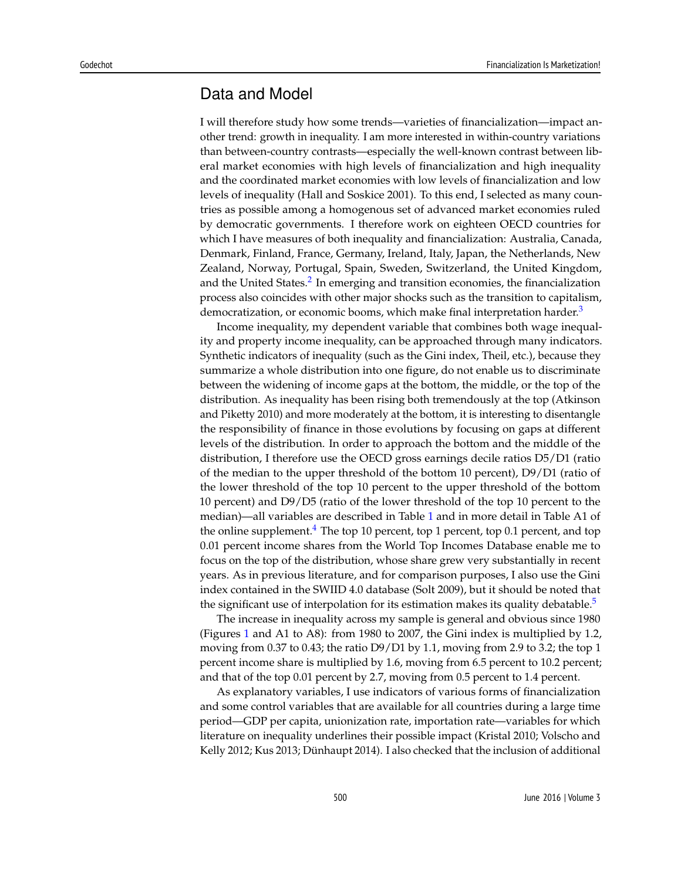## Data and Model

I will therefore study how some trends—varieties of financialization—impact another trend: growth in inequality. I am more interested in within-country variations than between-country contrasts—especially the well-known contrast between liberal market economies with high levels of financialization and high inequality and the coordinated market economies with low levels of financialization and low levels of inequality (Hall and Soskice 2001). To this end, I selected as many countries as possible among a homogenous set of advanced market economies ruled by democratic governments. I therefore work on eighteen OECD countries for which I have measures of both inequality and financialization: Australia, Canada, Denmark, Finland, France, Germany, Ireland, Italy, Japan, the Netherlands, New Zealand, Norway, Portugal, Spain, Sweden, Switzerland, the United Kingdom, and the United States.[2] In emerging and transition economies, the financialization process also coincides with other major shocks such as the transition to capitalism, democratization, or economic booms, which make final interpretation harder.[3]

Income inequality, my dependent variable that combines both wage inequality and property income inequality, can be approached through many indicators. Synthetic indicators of inequality (such as the Gini index, Theil, etc.), because they summarize a whole distribution into one figure, do not enable us to discriminate between the widening of income gaps at the bottom, the middle, or the top of the distribution. As inequality has been rising both tremendously at the top (Atkinson and Piketty 2010) and more moderately at the bottom, it is interesting to disentangle the responsibility of finance in those evolutions by focusing on gaps at different levels of the distribution. In order to approach the bottom and the middle of the distribution, I therefore use the OECD gross earnings decile ratios D5/D1 (ratio of the median to the upper threshold of the bottom 10 percent), D9/D1 (ratio of the lower threshold of the top 10 percent to the upper threshold of the bottom 10 percent) and D9/D5 (ratio of the lower threshold of the top 10 percent to the median)—all variables are described in Table 1 and in more detail in Table A1 of the online supplement.[4] The top 10 percent, top 1 percent, top 0.1 percent, and top 0.01 percent income shares from the World Top Incomes Database enable me to focus on the top of the distribution, whose share grew very substantially in recent years. As in previous literature, and for comparison purposes, I also use the Gini index contained in the SWIID 4.0 database (Solt 2009), but it should be noted that the significant use of interpolation for its estimation makes its quality debatable.[5]

The increase in inequality across my sample is general and obvious since 1980 (Figures 1 and A1 to A8): from 1980 to 2007, the Gini index is multiplied by 1.2, moving from 0.37 to 0.43; the ratio D9/D1 by 1.1, moving from 2.9 to 3.2; the top 1 percent income share is multiplied by 1.6, moving from 6.5 percent to 10.2 percent; and that of the top 0.01 percent by 2.7, moving from 0.5 percent to 1.4 percent.

As explanatory variables, I use indicators of various forms of financialization and some control variables that are available for all countries during a large time period—GDP per capita, unionization rate, importation rate—variables for which literature on inequality underlines their possible impact (Kristal 2010; Volscho and Kelly 2012; Kus 2013; Dünhaupt 2014). I also checked that the inclusion of additional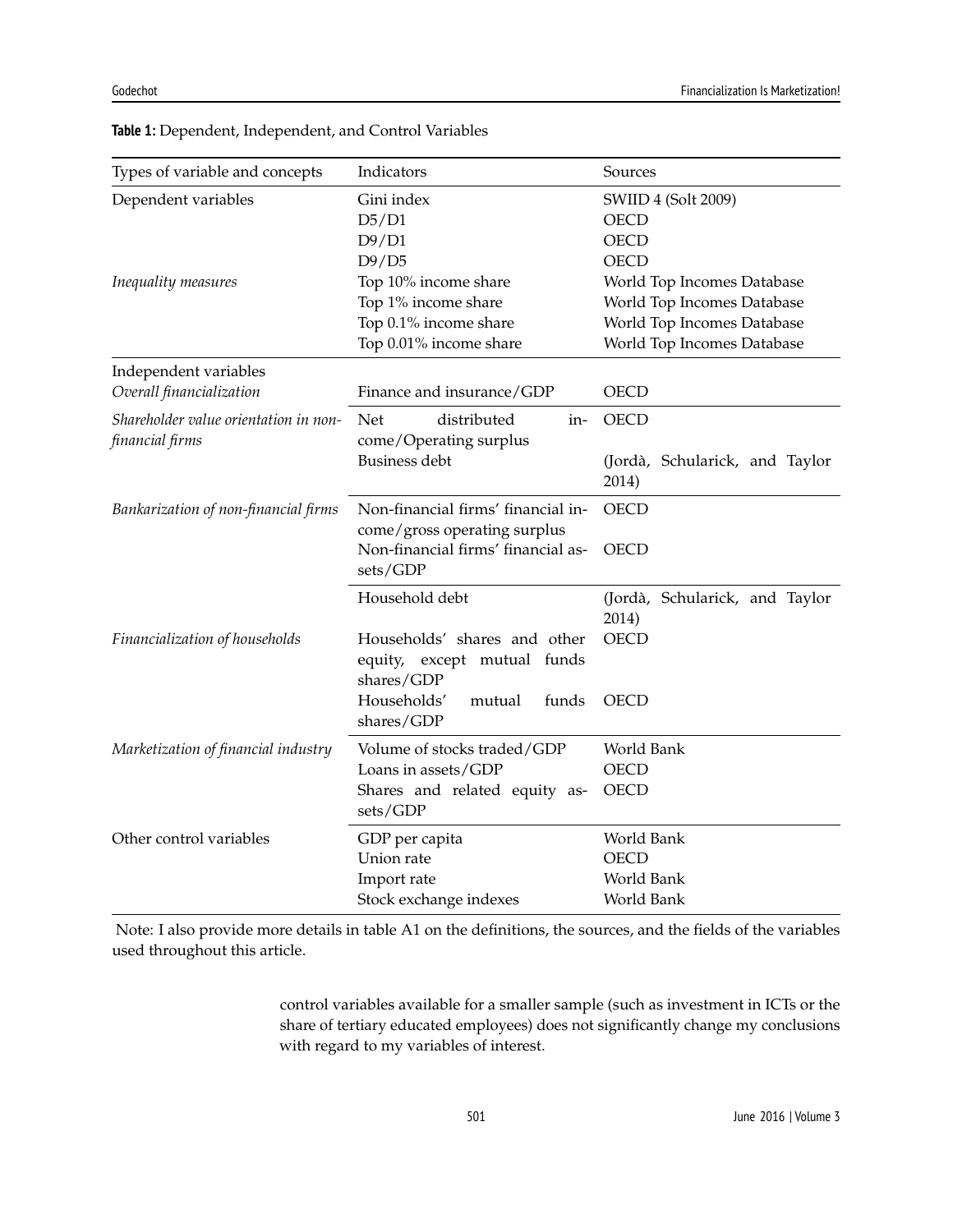**Table 1:** Dependent, Independent, and Control Variables

| Types of variable and concepts | Indicators | Sources |
|---|---|---|
| Dependent variables | Gini index | SWIID 4 (Solt 2009) |
| | D5/D1 | OECD |
| | D9/D1 | OECD |
| | D9/D5 | OECD |
| *Inequality measures* | Top 10% income share | World Top Incomes Database |
| | Top 1% income share | World Top Incomes Database |
| | Top 0.1% income share | World Top Incomes Database |
| | Top 0.01% income share | World Top Incomes Database |
| Independent variables | | |
| *Overall financialization* | Finance and insurance/GDP | OECD |
| *Shareholder value orientation in non-financial firms* | Net distributed income/Operating surplus | OECD |
| | Business debt | (Jordà, Schularick, and Taylor 2014) |
| *Bankarization of non-financial firms* | Non-financial firms' financial income/gross operating surplus | OECD |
| | Non-financial firms' financial assets/GDP | OECD |
| | Household debt | (Jordà, Schularick, and Taylor 2014) |
| *Financialization of households* | Households' shares and other equity, except mutual funds shares/GDP | OECD |
| | Households' mutual funds shares/GDP | OECD |
| *Marketization of financial industry* | Volume of stocks traded/GDP | World Bank |
| | Loans in assets/GDP | OECD |
| | Shares and related equity assets/GDP | OECD |
| Other control variables | GDP per capita | World Bank |
| | Union rate | OECD |
| | Import rate | World Bank |
| | Stock exchange indexes | World Bank |

Note: I also provide more details in table A1 on the definitions, the sources, and the fields of the variables used throughout this article.

control variables available for a smaller sample (such as investment in ICTs or the share of tertiary educated employees) does not significantly change my conclusions with regard to my variables of interest.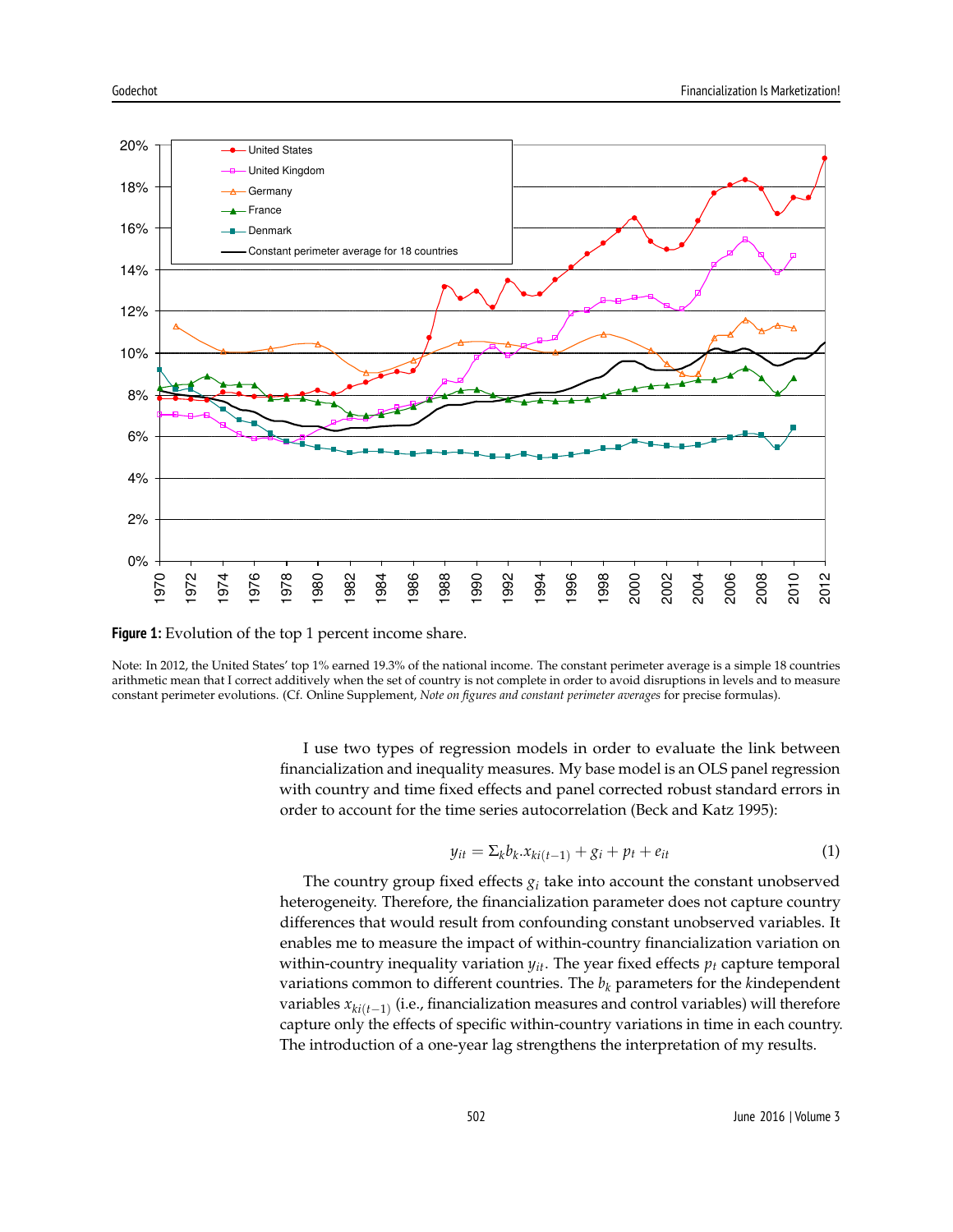**Figure 1:** Evolution of the top 1 percent income share.

Note: In 2012, the United States' top 1% earned 19.3% of the national income. The constant perimeter average is a simple 18 countries arithmetic mean that I correct additively when the set of country is not complete in order to avoid disruptions in levels and to measure constant perimeter evolutions. (Cf. Online Supplement, *Note on figures and constant perimeter averages* for precise formulas).

I use two types of regression models in order to evaluate the link between financialization and inequality measures. My base model is an OLS panel regression with country and time fixed effects and panel corrected robust standard errors in order to account for the time series autocorrelation (Beck and Katz 1995):

$$y_{it} = \Sigma_k b_k . x_{ki(t-1)} + g_i + p_t + e_{it} \tag{1}$$

The country group fixed effects $g_i$ take into account the constant unobserved heterogeneity. Therefore, the financialization parameter does not capture country differences that would result from confounding constant unobserved variables. It enables me to measure the impact of within-country financialization variation on within-country inequality variation $y_{it}$. The year fixed effects $p_t$ capture temporal variations common to different countries. The $b_k$ parameters for the $k$independent variables $x_{ki(t-1)}$ (i.e., financialization measures and control variables) will therefore capture only the effects of specific within-country variations in time in each country. The introduction of a one-year lag strengthens the interpretation of my results.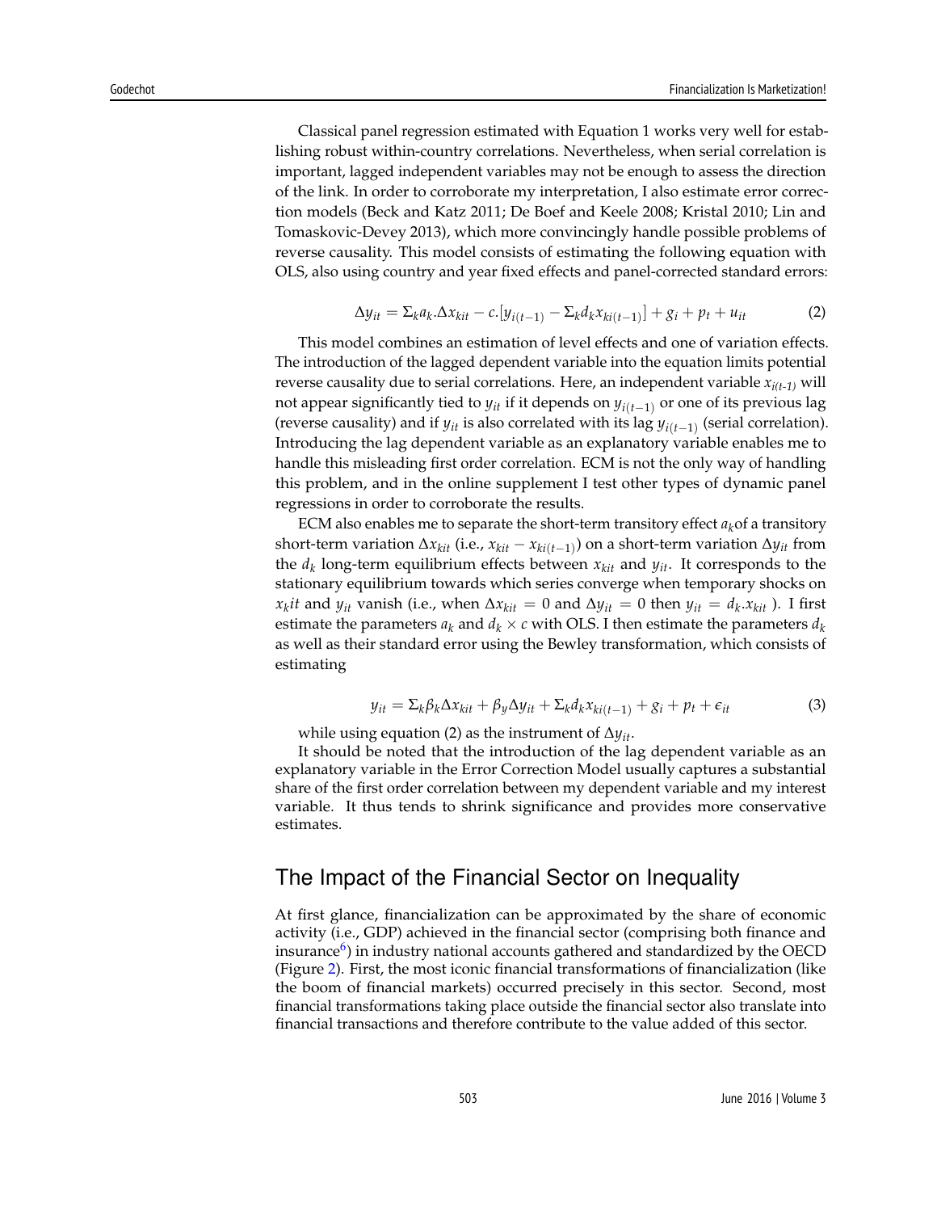Classical panel regression estimated with Equation 1 works very well for establishing robust within-country correlations. Nevertheless, when serial correlation is important, lagged independent variables may not be enough to assess the direction of the link. In order to corroborate my interpretation, I also estimate error correction models (Beck and Katz 2011; De Boef and Keele 2008; Kristal 2010; Lin and Tomaskovic-Devey 2013), which more convincingly handle possible problems of reverse causality. This model consists of estimating the following equation with OLS, also using country and year fixed effects and panel-corrected standard errors:

$$\Delta y_{it} = \Sigma_k a_k.\Delta x_{kit} - c.[y_{i(t-1)} - \Sigma_k d_k x_{ki(t-1)}] + g_i + p_t + u_{it} \tag{2}$$

This model combines an estimation of level effects and one of variation effects. The introduction of the lagged dependent variable into the equation limits potential reverse causality due to serial correlations. Here, an independent variable $x_{i(t-1)}$ will not appear significantly tied to $y_{it}$ if it depends on $y_{i(t-1)}$ or one of its previous lag (reverse causality) and if $y_{it}$ is also correlated with its lag $y_{i(t-1)}$ (serial correlation). Introducing the lag dependent variable as an explanatory variable enables me to handle this misleading first order correlation. ECM is not the only way of handling this problem, and in the online supplement I test other types of dynamic panel regressions in order to corroborate the results.

ECM also enables me to separate the short-term transitory effect $a_k$of a transitory short-term variation $\Delta x_{kit}$ (i.e., $x_{kit} - x_{ki(t-1)}$) on a short-term variation $\Delta y_{it}$ from the $d_k$ long-term equilibrium effects between $x_{kit}$ and $y_{it}$. It corresponds to the stationary equilibrium towards which series converge when temporary shocks on $x_k it$ and $y_{it}$ vanish (i.e., when $\Delta x_{kit} = 0$ and $\Delta y_{it} = 0$ then $y_{it} = d_k.x_{kit}$ ). I first estimate the parameters $a_k$ and $d_k \times c$ with OLS. I then estimate the parameters $d_k$ as well as their standard error using the Bewley transformation, which consists of estimating

$$y_{it} = \Sigma_k \beta_k \Delta x_{kit} + \beta_y \Delta y_{it} + \Sigma_k d_k x_{ki(t-1)} + g_i + p_t + \epsilon_{it} \tag{3}$$

while using equation (2) as the instrument of $\Delta y_{it}$.

It should be noted that the introduction of the lag dependent variable as an explanatory variable in the Error Correction Model usually captures a substantial share of the first order correlation between my dependent variable and my interest variable. It thus tends to shrink significance and provides more conservative estimates.

## The Impact of the Financial Sector on Inequality

At first glance, financialization can be approximated by the share of economic activity (i.e., GDP) achieved in the financial sector (comprising both finance and insurance[6]) in industry national accounts gathered and standardized by the OECD (Figure 2). First, the most iconic financial transformations of financialization (like the boom of financial markets) occurred precisely in this sector. Second, most financial transformations taking place outside the financial sector also translate into financial transactions and therefore contribute to the value added of this sector.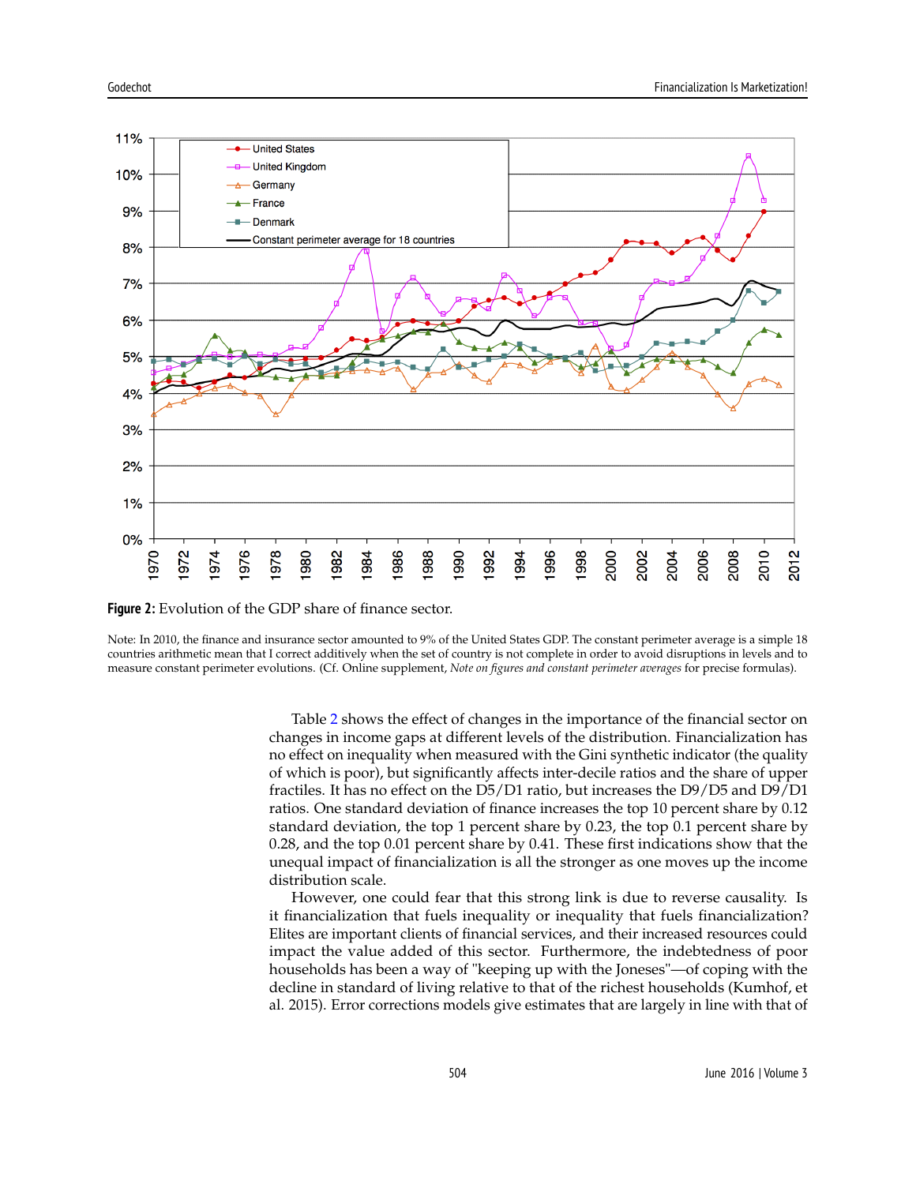**Figure 2:** Evolution of the GDP share of finance sector.

Note: In 2010, the finance and insurance sector amounted to 9% of the United States GDP. The constant perimeter average is a simple 18 countries arithmetic mean that I correct additively when the set of country is not complete in order to avoid disruptions in levels and to measure constant perimeter evolutions. (Cf. Online supplement, *Note on figures and constant perimeter averages* for precise formulas).

Table 2 shows the effect of changes in the importance of the financial sector on changes in income gaps at different levels of the distribution. Financialization has no effect on inequality when measured with the Gini synthetic indicator (the quality of which is poor), but significantly affects inter-decile ratios and the share of upper fractiles. It has no effect on the D5/D1 ratio, but increases the D9/D5 and D9/D1 ratios. One standard deviation of finance increases the top 10 percent share by 0.12 standard deviation, the top 1 percent share by 0.23, the top 0.1 percent share by 0.28, and the top 0.01 percent share by 0.41. These first indications show that the unequal impact of financialization is all the stronger as one moves up the income distribution scale.

However, one could fear that this strong link is due to reverse causality. Is it financialization that fuels inequality or inequality that fuels financialization? Elites are important clients of financial services, and their increased resources could impact the value added of this sector. Furthermore, the indebtedness of poor households has been a way of "keeping up with the Joneses"—of coping with the decline in standard of living relative to that of the richest households (Kumhof, et al. 2015). Error corrections models give estimates that are largely in line with that of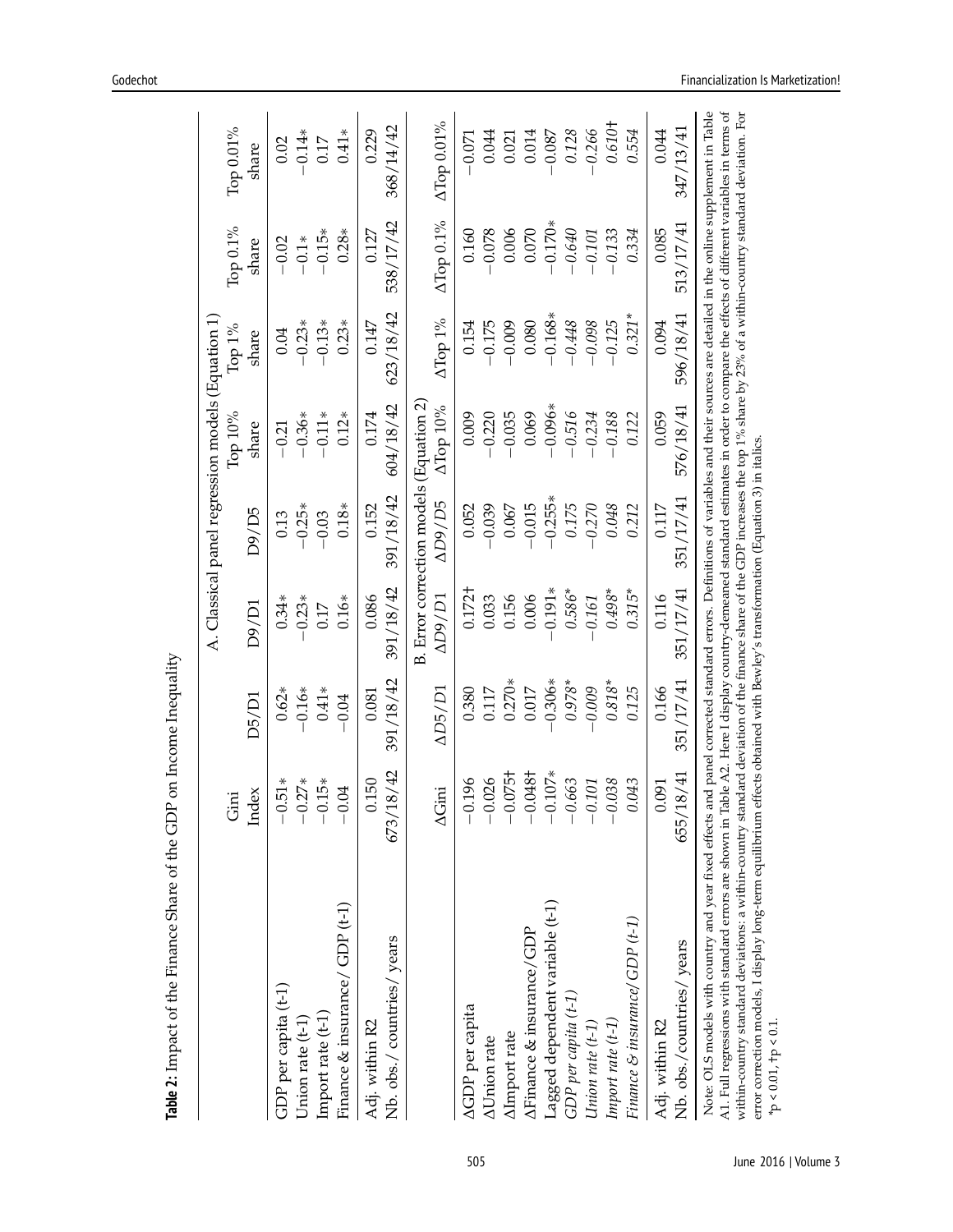**Table 2:** Impact of the Finance Share of the GDP on Income Inequality

| | A. Classical panel regression models (Equation 1) | | | | | | | |
|---|---|---|---|---|---|---|---|---|
| | Gini Index | D5/D1 | D9/D1 | D9/D5 | Top 10% share | Top 1% share | Top 0.1% share | Top 0.01% share |
| GDP per capita (t-1) | −0.51* | 0.62* | 0.34* | 0.13 | −0.21 | 0.04 | −0.02 | 0.02 |
| Union rate (t-1) | −0.27* | −0.16* | −0.23* | −0.25* | −0.36* | −0.23* | −0.1* | −0.14* |
| Import rate (t-1) | −0.15* | 0.41* | 0.17 | −0.03 | −0.11* | −0.13* | −0.15* | 0.17 |
| Finance & insurance/ GDP (t-1) | −0.04 | −0.04 | 0.16* | 0.18* | 0.12* | 0.23* | 0.28* | 0.41* |
| Adj. within R2 | 0.150 | 0.081 | 0.086 | 0.152 | 0.174 | 0.147 | 0.127 | 0.229 |
| Nb. obs./ countries/ years | 673/18/42 | 391/18/42 | 391/18/42 | 391/18/42 | 604/18/42 | 623/18/42 | 538/17/42 | 368/14/42 |
| | B. Error correction models (Equation 2) | | | | | | | |
| | ΔGini | ΔD5/D1 | ΔD9/D1 | ΔD9/D5 | ΔTop 10% | ΔTop 1% | ΔTop 0.1% | ΔTop 0.01% |
| ΔGDP per capita | −0.196 | 0.380 | 0.172† | 0.052 | 0.009 | 0.154 | 0.160 | −0.071 |
| ΔUnion rate | −0.026 | 0.117 | 0.033 | −0.039 | −0.220 | −0.175 | −0.078 | 0.044 |
| ΔImport rate | −0.075† | 0.270* | 0.156 | 0.067 | −0.035 | −0.009 | 0.006 | 0.021 |
| ΔFinance & insurance/GDP | −0.048† | 0.017 | 0.006 | −0.015 | 0.069 | 0.080 | 0.070 | 0.014 |
| Lagged dependent variable (t-1) | −0.107* | −0.306* | −0.191* | −0.255* | −0.096* | −0.168* | −0.170* | −0.087 |
| *GDP per capita (t-1)* | *−0.663* | *0.978** | *0.586** | *0.175* | *−0.516* | *−0.448* | *−0.640* | *0.128* |
| *Union rate (t-1)* | *−0.101* | *−0.009* | *−0.161* | *−0.270* | *−0.234* | *−0.098* | *−0.101* | *−0.266* |
| *Import rate (t-1)* | *−0.038* | *0.818** | *0.498** | *0.048* | *−0.188* | *−0.125* | *−0.133* | *0.610†* |
| *Finance & insurance/GDP (t-1)* | *0.043* | *0.125* | *0.315** | *0.212* | *0.122* | *0.321** | *0.334* | *0.554* |
| Adj. within R2 | 0.091 | 0.166 | 0.116 | 0.117 | 0.059 | 0.094 | 0.085 | 0.044 |
| Nb. obs./countries/ years | 655/18/41 | 351/17/41 | 351/17/41 | 351/17/41 | 576/18/41 | 596/18/41 | 513/17/41 | 347/13/41 |

Note: OLS models with country and year fixed effects and panel corrected standard errors. Definitions of variables and their sources are detailed in the online supplement in Table A1. Full regressions with standard errors are shown in Table A2. Here I display country-demeaned standard estimates in order to compare the effects of different variables in terms of within-country standard deviations: a within-country standard deviation of the finance share of the GDP increases the top 1% share by 23% of a within-country standard deviation. For error correction models, I display long-term equilibrium effects obtained with Bewley's transformation (Equation 3) in italics.

*p < 0.01, †p < 0.1.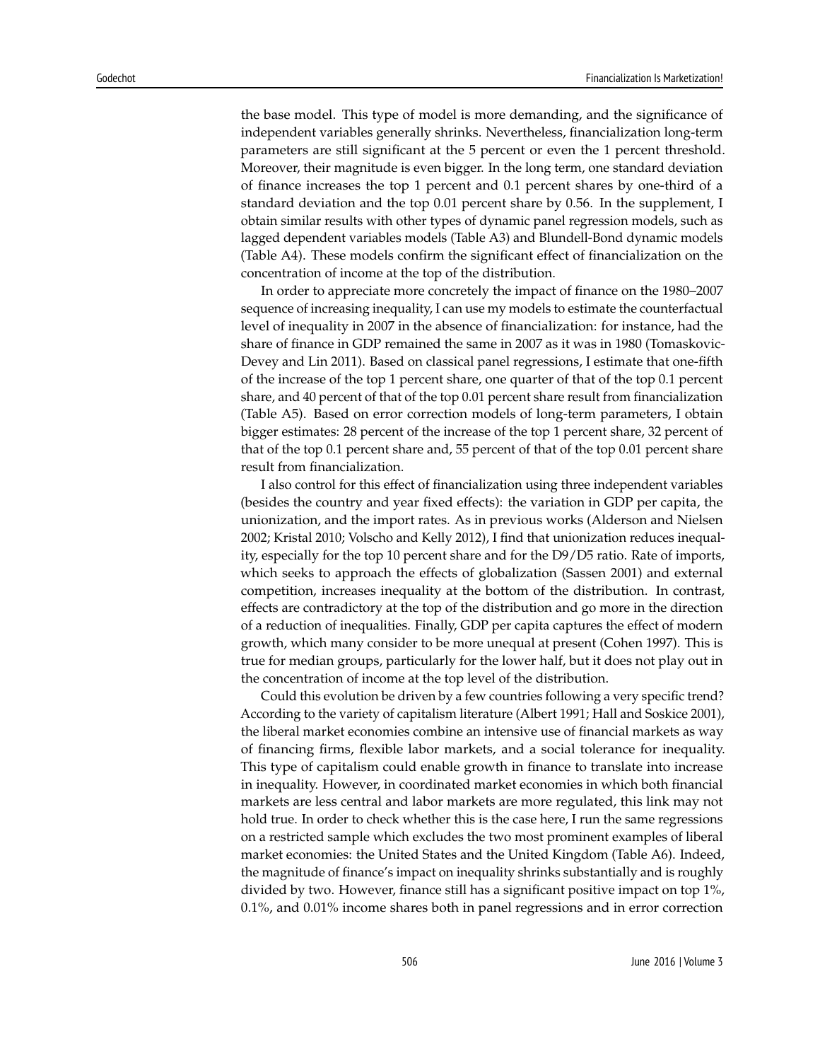the base model. This type of model is more demanding, and the significance of independent variables generally shrinks. Nevertheless, financialization long-term parameters are still significant at the 5 percent or even the 1 percent threshold. Moreover, their magnitude is even bigger. In the long term, one standard deviation of finance increases the top 1 percent and 0.1 percent shares by one-third of a standard deviation and the top 0.01 percent share by 0.56. In the supplement, I obtain similar results with other types of dynamic panel regression models, such as lagged dependent variables models (Table A3) and Blundell-Bond dynamic models (Table A4). These models confirm the significant effect of financialization on the concentration of income at the top of the distribution.

In order to appreciate more concretely the impact of finance on the 1980–2007 sequence of increasing inequality, I can use my models to estimate the counterfactual level of inequality in 2007 in the absence of financialization: for instance, had the share of finance in GDP remained the same in 2007 as it was in 1980 (Tomaskovic-Devey and Lin 2011). Based on classical panel regressions, I estimate that one-fifth of the increase of the top 1 percent share, one quarter of that of the top 0.1 percent share, and 40 percent of that of the top 0.01 percent share result from financialization (Table A5). Based on error correction models of long-term parameters, I obtain bigger estimates: 28 percent of the increase of the top 1 percent share, 32 percent of that of the top 0.1 percent share and, 55 percent of that of the top 0.01 percent share result from financialization.

I also control for this effect of financialization using three independent variables (besides the country and year fixed effects): the variation in GDP per capita, the unionization, and the import rates. As in previous works (Alderson and Nielsen 2002; Kristal 2010; Volscho and Kelly 2012), I find that unionization reduces inequality, especially for the top 10 percent share and for the D9/D5 ratio. Rate of imports, which seeks to approach the effects of globalization (Sassen 2001) and external competition, increases inequality at the bottom of the distribution. In contrast, effects are contradictory at the top of the distribution and go more in the direction of a reduction of inequalities. Finally, GDP per capita captures the effect of modern growth, which many consider to be more unequal at present (Cohen 1997). This is true for median groups, particularly for the lower half, but it does not play out in the concentration of income at the top level of the distribution.

Could this evolution be driven by a few countries following a very specific trend? According to the variety of capitalism literature (Albert 1991; Hall and Soskice 2001), the liberal market economies combine an intensive use of financial markets as way of financing firms, flexible labor markets, and a social tolerance for inequality. This type of capitalism could enable growth in finance to translate into increase in inequality. However, in coordinated market economies in which both financial markets are less central and labor markets are more regulated, this link may not hold true. In order to check whether this is the case here, I run the same regressions on a restricted sample which excludes the two most prominent examples of liberal market economies: the United States and the United Kingdom (Table A6). Indeed, the magnitude of finance's impact on inequality shrinks substantially and is roughly divided by two. However, finance still has a significant positive impact on top 1%, 0.1%, and 0.01% income shares both in panel regressions and in error correction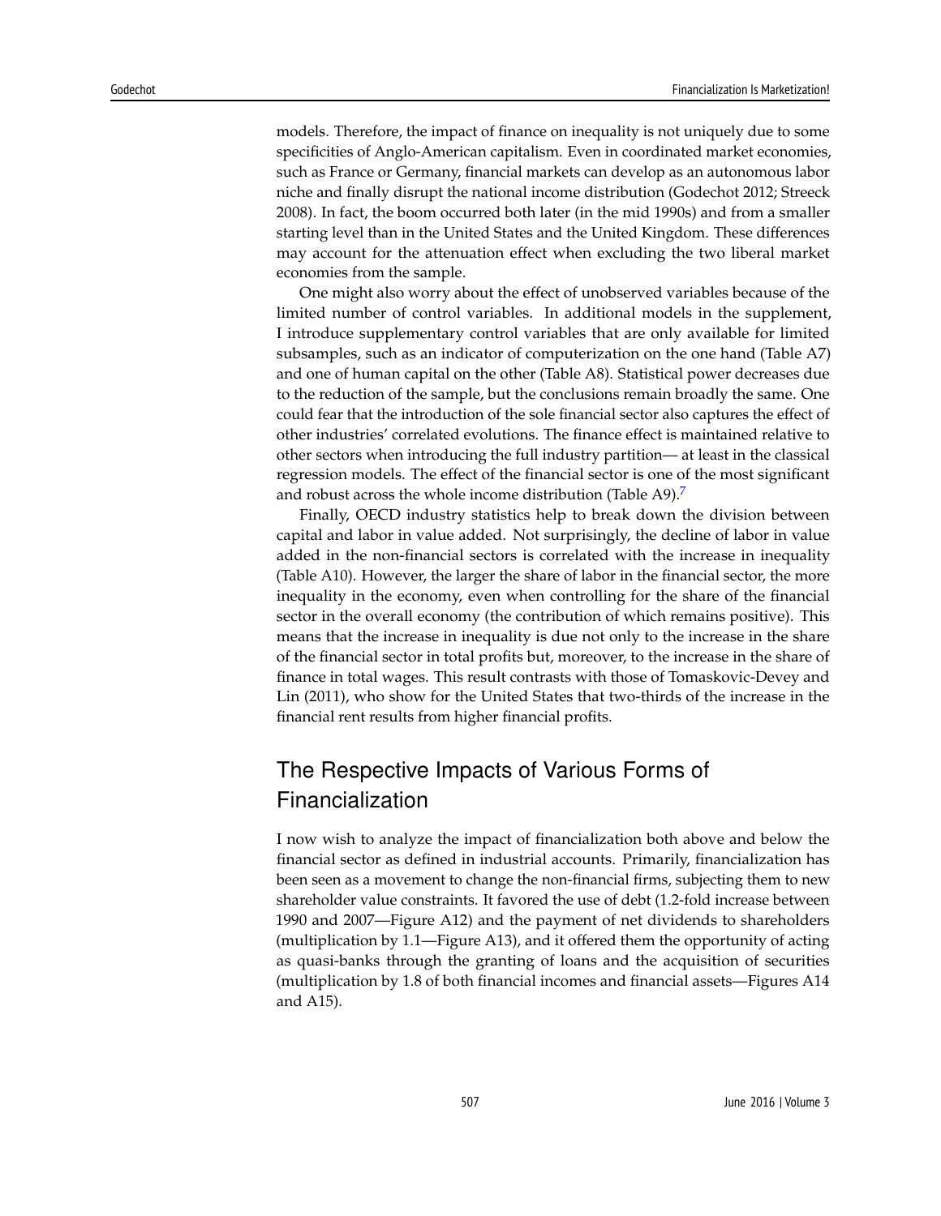models. Therefore, the impact of finance on inequality is not uniquely due to some specificities of Anglo-American capitalism. Even in coordinated market economies, such as France or Germany, financial markets can develop as an autonomous labor niche and finally disrupt the national income distribution (Godechot 2012; Streeck 2008). In fact, the boom occurred both later (in the mid 1990s) and from a smaller starting level than in the United States and the United Kingdom. These differences may account for the attenuation effect when excluding the two liberal market economies from the sample.

One might also worry about the effect of unobserved variables because of the limited number of control variables. In additional models in the supplement, I introduce supplementary control variables that are only available for limited subsamples, such as an indicator of computerization on the one hand (Table A7) and one of human capital on the other (Table A8). Statistical power decreases due to the reduction of the sample, but the conclusions remain broadly the same. One could fear that the introduction of the sole financial sector also captures the effect of other industries' correlated evolutions. The finance effect is maintained relative to other sectors when introducing the full industry partition— at least in the classical regression models. The effect of the financial sector is one of the most significant and robust across the whole income distribution (Table A9).[7]

Finally, OECD industry statistics help to break down the division between capital and labor in value added. Not surprisingly, the decline of labor in value added in the non-financial sectors is correlated with the increase in inequality (Table A10). However, the larger the share of labor in the financial sector, the more inequality in the economy, even when controlling for the share of the financial sector in the overall economy (the contribution of which remains positive). This means that the increase in inequality is due not only to the increase in the share of the financial sector in total profits but, moreover, to the increase in the share of finance in total wages. This result contrasts with those of Tomaskovic-Devey and Lin (2011), who show for the United States that two-thirds of the increase in the financial rent results from higher financial profits.

## The Respective Impacts of Various Forms of Financialization

I now wish to analyze the impact of financialization both above and below the financial sector as defined in industrial accounts. Primarily, financialization has been seen as a movement to change the non-financial firms, subjecting them to new shareholder value constraints. It favored the use of debt (1.2-fold increase between 1990 and 2007—Figure A12) and the payment of net dividends to shareholders (multiplication by 1.1—Figure A13), and it offered them the opportunity of acting as quasi-banks through the granting of loans and the acquisition of securities (multiplication by 1.8 of both financial incomes and financial assets—Figures A14 and A15).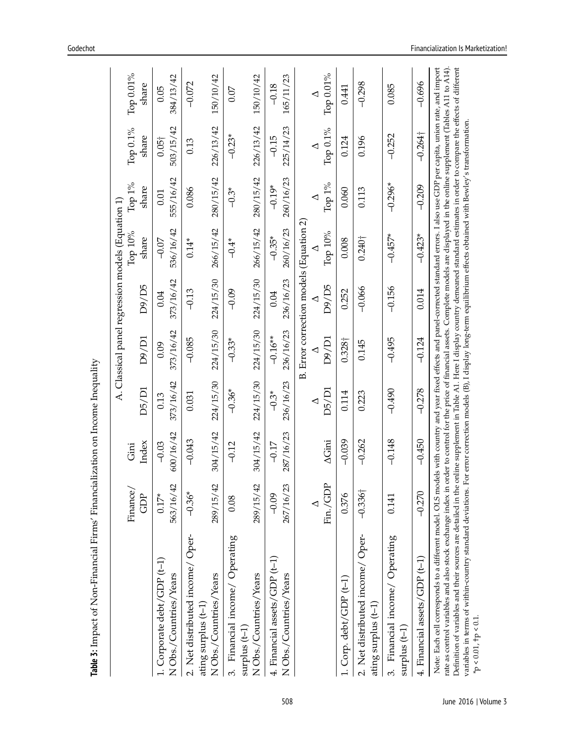**Table 3:** Impact of Non-Financial Firms' Financialization on Income Inequality

| | Finance/ GDP | Gini Index | D5/D1 | D9/D1 | D9/D5 | Top 10% share | Top 1% share | Top 0.1% share | Top 0.01% share |
|---|---|---|---|---|---|---|---|---|---|
| **A. Classical panel regression models (Equation 1)** | | | | | | | | | |
| 1. Corporate debt/GDP (t–1) | 0.17* | –0.03 | 0.13 | 0.09 | 0.04 | –0.07 | 0.01 | 0.05† | 0.05 |
| N Obs./Countries/Years | 563/16/42 | 600/16/42 | 373/16/42 | 373/16/42 | 373/16/42 | 536/16/42 | 555/16/42 | 503/15/42 | 384/13/42 |
| 2. Net distributed income/ Operating surplus (t–1) | –0.36* | –0.043 | 0.031 | –0.085 | –0.13 | 0.14* | 0.086 | 0.13 | –0.072 |
| N Obs./Countries/Years | 289/15/42 | 304/15/42 | 224/15/30 | 224/15/30 | 224/15/30 | 266/15/42 | 280/15/42 | 226/13/42 | 150/10/42 |
| 3. Financial income/ Operating surplus (t–1) | 0.08 | –0.12 | –0.36* | –0.33* | –0.09 | –0.4* | –0.3* | –0.23* | 0.07 |
| N Obs./Countries/Years | 289/15/42 | 304/15/42 | 224/15/30 | 224/15/30 | 224/15/30 | 266/15/42 | 280/15/42 | 226/13/42 | 150/10/42 |
| 4. Financial assets/GDP (t–1) | –0.09 | –0.17 | –0.3* | –0.16** | 0.04 | –0.35* | –0.19* | –0.15 | –0.18 |
| N Obs./Countries/Years | 267/16/23 | 287/16/23 | 236/16/23 | 236/16/23 | 236/16/23 | 260/16/23 | 260/16/23 | 225/14/23 | 165/11/23 |
| **B. Error correction models (Equation 2)** | | | | | | | | | |
| | Δ Fin./GDP | ΔGini | Δ D5/D1 | Δ D9/D1 | Δ D9/D5 | Δ Top 10% | Δ Top 1% | Δ Top 0.1% | Δ Top 0.01% |
| 1. Corp. debt/GDP (t–1) | 0.376 | –0.039 | 0.114 | 0.328† | 0.252 | 0.008 | 0.060 | 0.124 | 0.441 |
| 2. Net distributed income/ Operating surplus (t–1) | –0.336† | –0.262 | 0.223 | 0.145 | –0.066 | 0.240† | 0.113 | 0.196 | –0.298 |
| 3. Financial income/ Operating surplus (t–1) | 0.141 | –0.148 | –0.490 | –0.495 | –0.156 | –0.457* | –0.296* | –0.252 | 0.085 |
| 4. Financial assets/GDP (t–1) | –0.270 | –0.450 | –0.278 | –0.124 | 0.014 | –0.423* | –0.209 | –0.264† | –0.696 |

Note: Each cell corresponds to a different model. OLS models with country and year fixed effects and panel-corrected standard errors. I also use GDP per capita, union rate, and import rate as control variables and also stock exchange index in order to control for the price of financial assets. Complete models are displayed in the online supplement (Tables A11 to A14). Definition of variables and their sources are detailed in the online supplement in Table A1. Here I display country demeaned standard estimates in order to compare the effects of different variables in terms of within-country standard deviations. For error correction models (B), I display long-term equilibrium effects obtained with Bewley's transformation.
*p < 0.01, †p < 0.1.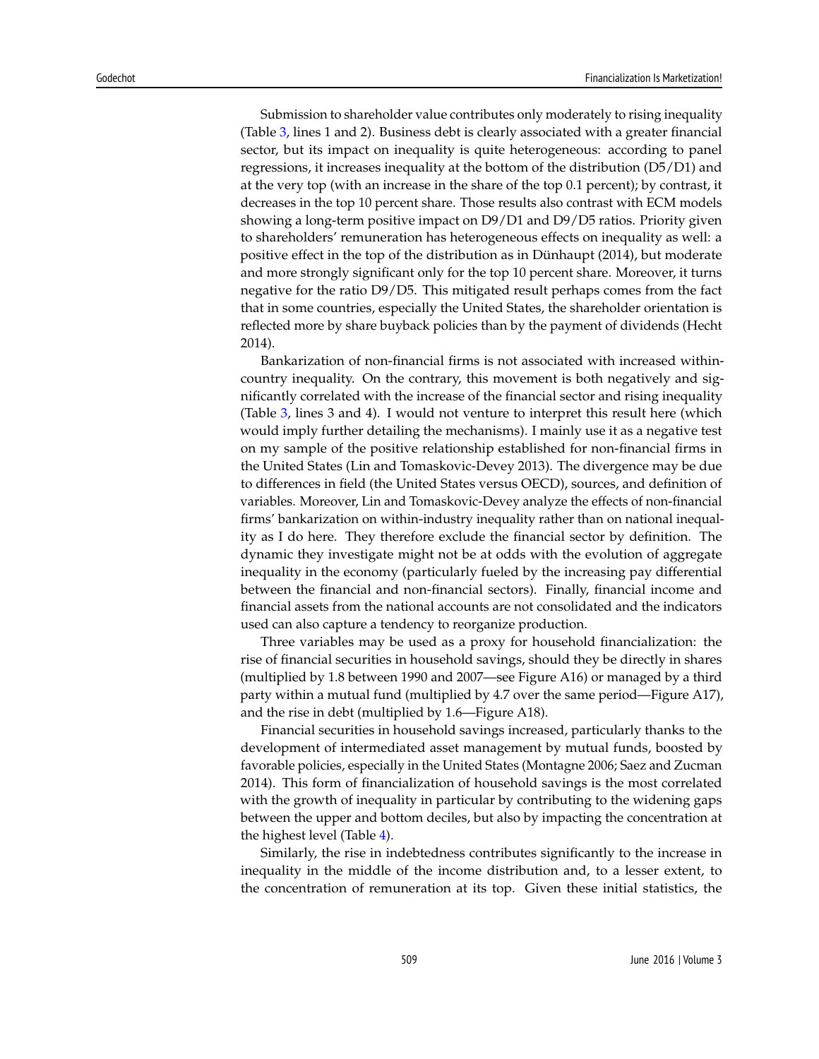Submission to shareholder value contributes only moderately to rising inequality (Table 3, lines 1 and 2). Business debt is clearly associated with a greater financial sector, but its impact on inequality is quite heterogeneous: according to panel regressions, it increases inequality at the bottom of the distribution (D5/D1) and at the very top (with an increase in the share of the top 0.1 percent); by contrast, it decreases in the top 10 percent share. Those results also contrast with ECM models showing a long-term positive impact on D9/D1 and D9/D5 ratios. Priority given to shareholders' remuneration has heterogeneous effects on inequality as well: a positive effect in the top of the distribution as in Dünhaupt (2014), but moderate and more strongly significant only for the top 10 percent share. Moreover, it turns negative for the ratio D9/D5. This mitigated result perhaps comes from the fact that in some countries, especially the United States, the shareholder orientation is reflected more by share buyback policies than by the payment of dividends (Hecht 2014).

Bankarization of non-financial firms is not associated with increased within-country inequality. On the contrary, this movement is both negatively and significantly correlated with the increase of the financial sector and rising inequality (Table 3, lines 3 and 4). I would not venture to interpret this result here (which would imply further detailing the mechanisms). I mainly use it as a negative test on my sample of the positive relationship established for non-financial firms in the United States (Lin and Tomaskovic-Devey 2013). The divergence may be due to differences in field (the United States versus OECD), sources, and definition of variables. Moreover, Lin and Tomaskovic-Devey analyze the effects of non-financial firms' bankarization on within-industry inequality rather than on national inequality as I do here. They therefore exclude the financial sector by definition. The dynamic they investigate might not be at odds with the evolution of aggregate inequality in the economy (particularly fueled by the increasing pay differential between the financial and non-financial sectors). Finally, financial income and financial assets from the national accounts are not consolidated and the indicators used can also capture a tendency to reorganize production.

Three variables may be used as a proxy for household financialization: the rise of financial securities in household savings, should they be directly in shares (multiplied by 1.8 between 1990 and 2007—see Figure A16) or managed by a third party within a mutual fund (multiplied by 4.7 over the same period—Figure A17), and the rise in debt (multiplied by 1.6—Figure A18).

Financial securities in household savings increased, particularly thanks to the development of intermediated asset management by mutual funds, boosted by favorable policies, especially in the United States (Montagne 2006; Saez and Zucman 2014). This form of financialization of household savings is the most correlated with the growth of inequality in particular by contributing to the widening gaps between the upper and bottom deciles, but also by impacting the concentration at the highest level (Table 4).

Similarly, the rise in indebtedness contributes significantly to the increase in inequality in the middle of the income distribution and, to a lesser extent, to the concentration of remuneration at its top. Given these initial statistics, the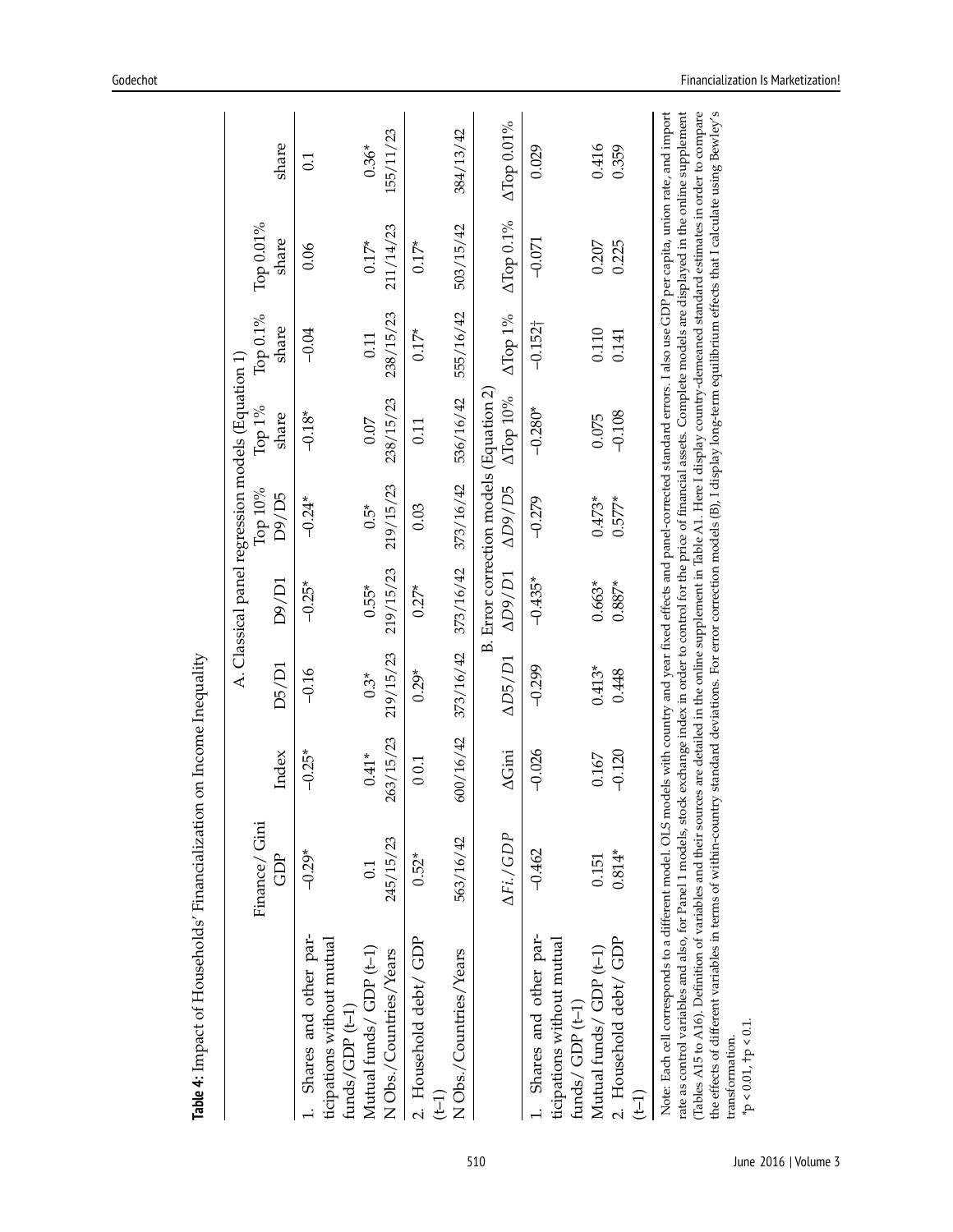**Table 4:** Impact of Households' Financialization on Income Inequality

| | A. Classical panel regression models (Equation 1) | | | | | | | | |
|---|---|---|---|---|---|---|---|---|---|
| | Finance/ GDP | Gini Index | D5/D1 | D9/D1 | Top 10% D9/D5 | Top 1% share | Top 0.1% share | Top 0.01% share | share |
| 1. Shares and other participations without mutual funds/GDP (t–1) | –0.29* | –0.25* | –0.16 | –0.25* | –0.24* | –0.18* | –0.04 | 0.06 | 0.1 |
| Mutual funds/ GDP (t–1) | 0.1 | 0.41* | 0.3* | 0.55* | 0.5* | 0.07 | 0.11 | 0.17* | 0.36* |
| N Obs./Countries/Years | 245/15/23 | 263/15/23 | 219/15/23 | 219/15/23 | 219/15/23 | 238/15/23 | 238/15/23 | 211/14/23 | 155/11/23 |
| 2. Household debt/ GDP (t-1) | 0.52* | 0.0.1 | 0.29* | 0.27* | 0.03 | 0.11 | 0.17* | 0.17* | |
| N Obs./Countries/Years | 563/16/42 | 600/16/42 | 373/16/42 | 373/16/42 | 373/16/42 | 536/16/42 | 555/16/42 | 503/15/42 | 384/13/42 |
| | B. Error correction models (Equation 2) | | | | | | | | |
| | $\Delta Fi./GDP$ | $\Delta$Gini | $\Delta D5/D1$ | $\Delta D9/D1$ | $\Delta D9/D5$ | $\Delta$Top 10% | $\Delta$Top 1% | $\Delta$Top 0.1% | $\Delta$Top 0.01% |
| 1. Shares and other participations without mutual funds/ GDP (t-1) | –0.462 | –0.026 | –0.299 | –0.435* | –0.279 | –0.280* | –0.152† | –0.071 | 0.029 |
| Mutual funds/ GDP (t–1) | 0.151 | 0.167 | 0.413* | 0.663* | 0.473* | 0.075 | 0.110 | 0.207 | 0.416 |
| 2. Household debt/ GDP (t-1) | 0.814* | –0.120 | 0.448 | 0.887* | 0.577* | –0.108 | 0.141 | 0.225 | 0.359 |

Note: Each cell corresponds to a different model. OLS models with country and year fixed effects and panel-corrected standard errors. I also use GDP per capita, union rate, and import rate as control variables and also, for Panel 1 models, stock exchange index in order to control for the price of financial assets. Complete models are displayed in the online supplement (Tables A15 to A16). Definition of variables and their sources are detailed in the online supplement in Table A1. Here I display country-demeaned standard estimates in order to compare the effects of different variables in terms of within-country standard deviations. For error correction models (B), I display long-term equilibrium effects that I calculate using Bewley's transformation.

*p < 0.01, †p < 0.1.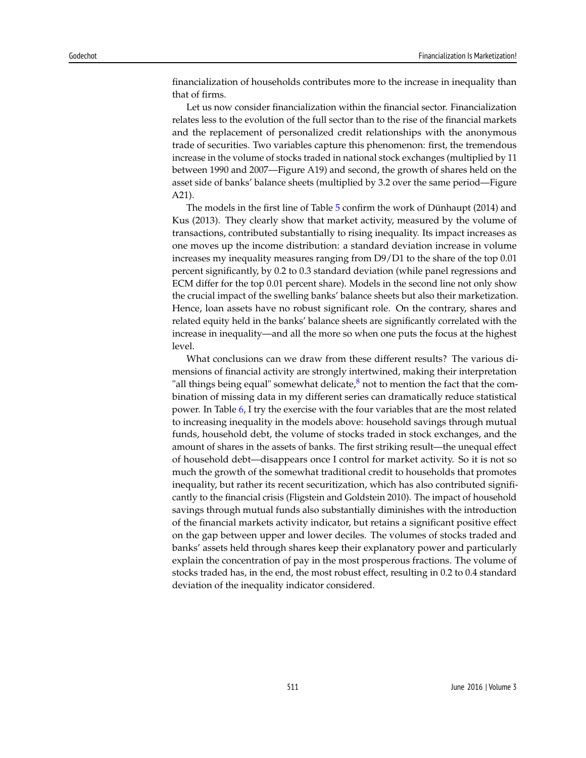financialization of households contributes more to the increase in inequality than that of firms.

Let us now consider financialization within the financial sector. Financialization relates less to the evolution of the full sector than to the rise of the financial markets and the replacement of personalized credit relationships with the anonymous trade of securities. Two variables capture this phenomenon: first, the tremendous increase in the volume of stocks traded in national stock exchanges (multiplied by 11 between 1990 and 2007—Figure A19) and second, the growth of shares held on the asset side of banks' balance sheets (multiplied by 3.2 over the same period—Figure A21).

The models in the first line of Table 5 confirm the work of Dünhaupt (2014) and Kus (2013). They clearly show that market activity, measured by the volume of transactions, contributed substantially to rising inequality. Its impact increases as one moves up the income distribution: a standard deviation increase in volume increases my inequality measures ranging from D9/D1 to the share of the top 0.01 percent significantly, by 0.2 to 0.3 standard deviation (while panel regressions and ECM differ for the top 0.01 percent share). Models in the second line not only show the crucial impact of the swelling banks' balance sheets but also their marketization. Hence, loan assets have no robust significant role. On the contrary, shares and related equity held in the banks' balance sheets are significantly correlated with the increase in inequality—and all the more so when one puts the focus at the highest level.

What conclusions can we draw from these different results? The various dimensions of financial activity are strongly intertwined, making their interpretation "all things being equal" somewhat delicate,[8] not to mention the fact that the combination of missing data in my different series can dramatically reduce statistical power. In Table 6, I try the exercise with the four variables that are the most related to increasing inequality in the models above: household savings through mutual funds, household debt, the volume of stocks traded in stock exchanges, and the amount of shares in the assets of banks. The first striking result—the unequal effect of household debt—disappears once I control for market activity. So it is not so much the growth of the somewhat traditional credit to households that promotes inequality, but rather its recent securitization, which has also contributed significantly to the financial crisis (Fligstein and Goldstein 2010). The impact of household savings through mutual funds also substantially diminishes with the introduction of the financial markets activity indicator, but retains a significant positive effect on the gap between upper and lower deciles. The volumes of stocks traded and banks' assets held through shares keep their explanatory power and particularly explain the concentration of pay in the most prosperous fractions. The volume of stocks traded has, in the end, the most robust effect, resulting in 0.2 to 0.4 standard deviation of the inequality indicator considered.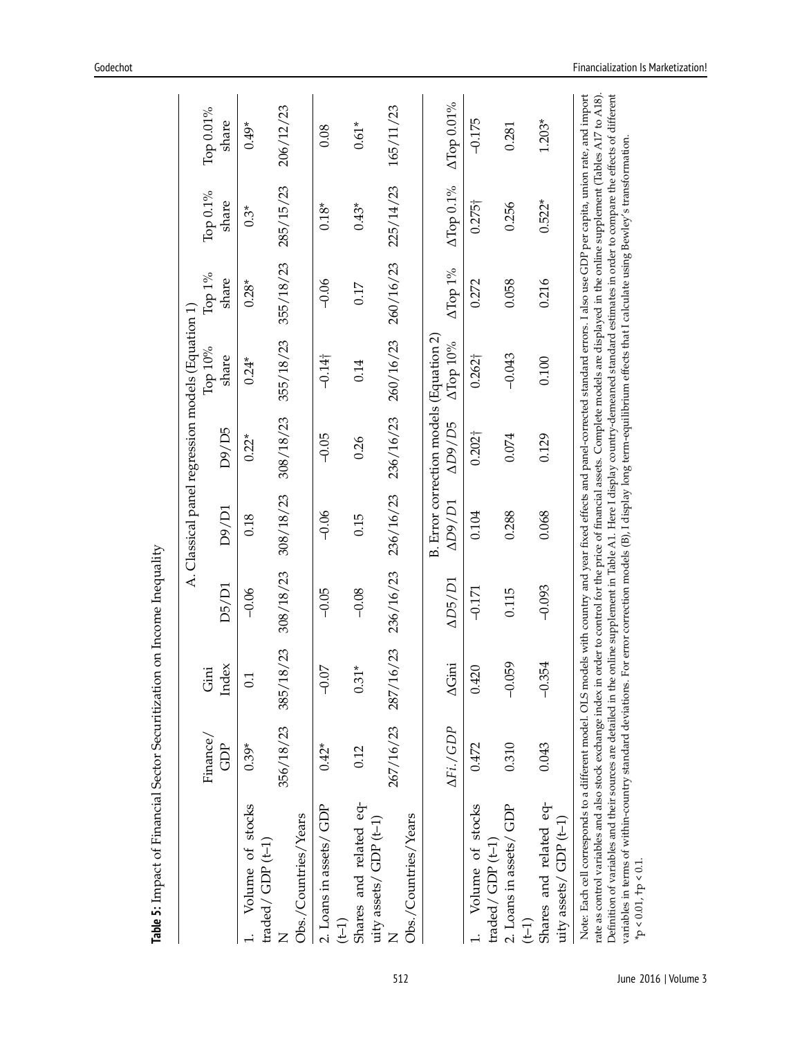**Table 5:** Impact of Financial Sector Securitization on Income Inequality

| | Finance/ GDP | Gini Index | D5/D1 | D9/D1 | D9/D5 | Top 10% share | Top 1% share | Top 0.1% share | Top 0.01% share |
|---|---|---|---|---|---|---|---|---|---|
| | A. Classical panel regression models (Equation 1) | | | | | | | | |
| 1. Volume of stocks traded/ GDP (t–1) | 0.39* | 0.1 | –0.06 | 0.18 | 0.22* | 0.24* | 0.28* | 0.3* | 0.49* |
| N | 356/18/23 | 385/18/23 | 308/18/23 | 308/18/23 | 308/18/23 | 355/18/23 | 355/18/23 | 285/15/23 | 206/12/23 |
| Obs./Countries/Years | | | | | | | | | |
| 2. Loans in assets/ GDP (t-1) | 0.42* | –0.07 | –0.05 | –0.06 | –0.05 | –0.14† | –0.06 | 0.18* | 0.08 |
| Shares and related equity assets/ GDP (t–1) | 0.12 | 0.31* | –0.08 | 0.15 | 0.26 | 0.14 | 0.17 | 0.43* | 0.61* |
| N | 267/16/23 | 287/16/23 | 236/16/23 | 236/16/23 | 236/16/23 | 260/16/23 | 260/16/23 | 225/14/23 | 165/11/23 |
| Obs./Countries/Years | | | | | | | | | |
| | B. Error correction models (Equation 2) | | | | | | | | |
| | ΔFi./GDP | ΔGini | ΔD5/D1 | ΔD9/D1 | ΔD9/D5 | ΔTop 10% | ΔTop 1% | ΔTop 0.1% | ΔTop 0.01% |
| 1. Volume of stocks traded/ GDP (t–1) | 0.472 | 0.420 | –0.171 | 0.104 | 0.202† | 0.262† | 0.272 | 0.275† | –0.175 |
| 2. Loans in assets/ GDP (t-1) | 0.310 | –0.059 | 0.115 | 0.288 | 0.074 | –0.043 | 0.058 | 0.256 | 0.281 |
| Shares and related equity assets/ GDP (t–1) | 0.043 | –0.354 | –0.093 | 0.068 | 0.129 | 0.100 | 0.216 | 0.522* | 1.203* |

Note: Each cell corresponds to a different model. OLS models with country and year fixed effects and panel-corrected standard errors. I also use GDP per capita, union rate, and import rate as control variables and also stock exchange index in order to control for the price of financial assets. Complete models are displayed in the online supplement (Tables A17 to A18). Definition of variables and their sources are detailed in the online supplement in Table A1. Here I display country-demeaned standard estimates in order to compare the effects of different variables in terms of within-country standard deviations. For error correction models (B), I display long term-equilibrium effects that I calculate using Bewley's transformation.
*p < 0.01, †p < 0.1.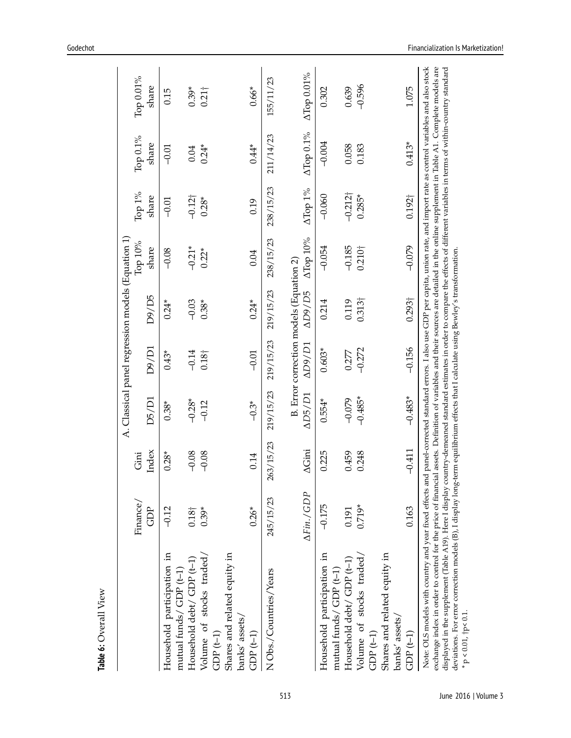**Table 6:** Overall View

| | Finance/ GDP | Gini Index | D5/D1 | D9/D1 | D9/D5 | Top 10% share | Top 1% share | Top 0.1% share | Top 0.01% share |
|---|---|---|---|---|---|---|---|---|---|
| | A. Classical panel regression models (Equation 1) | | | | | | | | |
| Household participation in mutual funds/ GDP (t–1) | –0.12 | 0.28* | 0.38* | 0.43* | 0.24* | –0.08 | –0.01 | –0.01 | 0.15 |
| Household debt/ GDP (t–1) | 0.18† | –0.08 | –0.28* | –0.14 | –0.03 | –0.21* | –0.12† | 0.04 | 0.39* |
| Volume of stocks traded/ GDP (t–1) | 0.39* | –0.08 | –0.12 | 0.18† | 0.38* | 0.22* | 0.28* | 0.24* | 0.21† |
| Shares and related equity in banks' assets/ GDP (t–1) | 0.26* | 0.14 | –0.3* | –0.01 | 0.24* | 0.04 | 0.19 | 0.44* | 0.66* |
| N Obs./Countries/Years | 245/15/23 | 263/15/23 | 219/15/23 | 219/15/23 | 219/15/23 | 238/15/23 | 238/15/23 | 211/14/23 | 155/11/23 |
| | B. Error correction models (Equation 2) | | | | | | | | |
| | $\Delta Fin./GDP$ | ΔGini | $\Delta D5/D1$ | $\Delta D9/D1$ | $\Delta D9/D5$ | ΔTop 10% | ΔTop 1% | ΔTop 0.1% | ΔTop 0.01% |
| Household participation in mutual funds/ GDP (t–1) | –0.175 | 0.225 | 0.554* | 0.603* | 0.214 | –0.054 | –0.060 | –0.004 | 0.302 |
| Household debt/ GDP (t–1) | 0.191 | 0.459 | –0.079 | 0.277 | 0.119 | –0.185 | –0.212† | 0.058 | 0.639 |
| Volume of stocks traded/ GDP (t–1) | 0.719* | 0.248 | –0.485* | –0.272 | 0.313† | 0.210† | 0.285* | 0.183 | –0.596 |
| Shares and related equity in banks' assets/ GDP (t–1) | 0.163 | –0.411 | –0.483* | –0.156 | 0.293† | –0.079 | 0.192† | 0.413* | 1.075 |

Note: OLS models with country and year fixed effects and panel-corrected standard errors. I also use GDP per capita, union rate, and import rate as control variables and also stock exchange index in order to control for the price of financial assets. Definition of variables and their sources are detailed in the online supplement in Table A1. Complete models are displayed in the supplement (Table A19). Here I display country-demeaned standard estimates in order to compare the effects of different variables in terms of within-country standard deviations. For error correction models (B), I display long-term equilibrium effects that I calculate using Bewley's transformation.
* p < 0.01, †p< 0.1.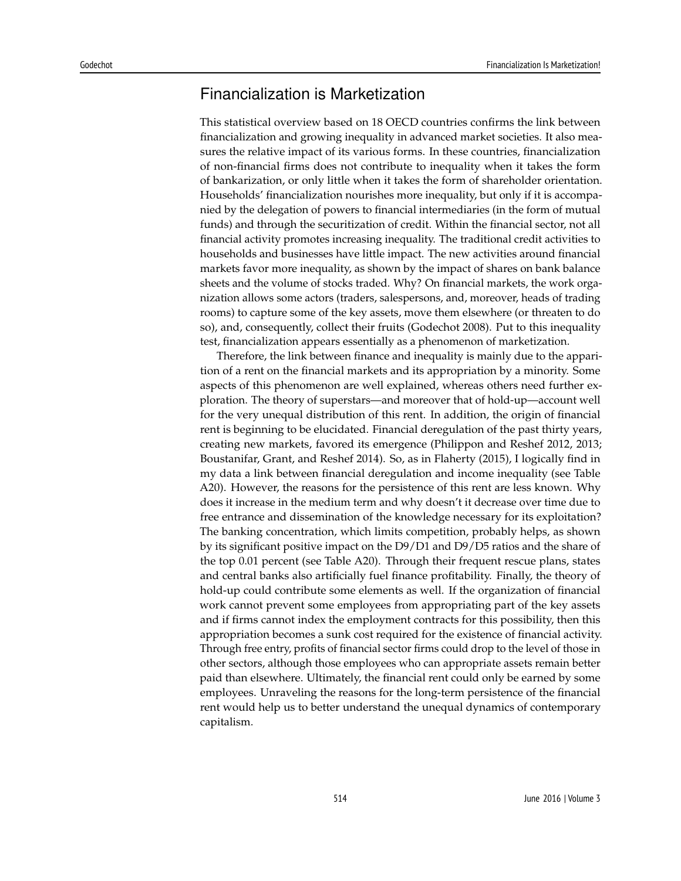## Financialization is Marketization

This statistical overview based on 18 OECD countries confirms the link between financialization and growing inequality in advanced market societies. It also measures the relative impact of its various forms. In these countries, financialization of non-financial firms does not contribute to inequality when it takes the form of bankarization, or only little when it takes the form of shareholder orientation. Households' financialization nourishes more inequality, but only if it is accompanied by the delegation of powers to financial intermediaries (in the form of mutual funds) and through the securitization of credit. Within the financial sector, not all financial activity promotes increasing inequality. The traditional credit activities to households and businesses have little impact. The new activities around financial markets favor more inequality, as shown by the impact of shares on bank balance sheets and the volume of stocks traded. Why? On financial markets, the work organization allows some actors (traders, salespersons, and, moreover, heads of trading rooms) to capture some of the key assets, move them elsewhere (or threaten to do so), and, consequently, collect their fruits (Godechot 2008). Put to this inequality test, financialization appears essentially as a phenomenon of marketization.

Therefore, the link between finance and inequality is mainly due to the apparition of a rent on the financial markets and its appropriation by a minority. Some aspects of this phenomenon are well explained, whereas others need further exploration. The theory of superstars—and moreover that of hold-up—account well for the very unequal distribution of this rent. In addition, the origin of financial rent is beginning to be elucidated. Financial deregulation of the past thirty years, creating new markets, favored its emergence (Philippon and Reshef 2012, 2013; Boustanifar, Grant, and Reshef 2014). So, as in Flaherty (2015), I logically find in my data a link between financial deregulation and income inequality (see Table A20). However, the reasons for the persistence of this rent are less known. Why does it increase in the medium term and why doesn't it decrease over time due to free entrance and dissemination of the knowledge necessary for its exploitation? The banking concentration, which limits competition, probably helps, as shown by its significant positive impact on the D9/D1 and D9/D5 ratios and the share of the top 0.01 percent (see Table A20). Through their frequent rescue plans, states and central banks also artificially fuel finance profitability. Finally, the theory of hold-up could contribute some elements as well. If the organization of financial work cannot prevent some employees from appropriating part of the key assets and if firms cannot index the employment contracts for this possibility, then this appropriation becomes a sunk cost required for the existence of financial activity. Through free entry, profits of financial sector firms could drop to the level of those in other sectors, although those employees who can appropriate assets remain better paid than elsewhere. Ultimately, the financial rent could only be earned by some employees. Unraveling the reasons for the long-term persistence of the financial rent would help us to better understand the unequal dynamics of contemporary capitalism.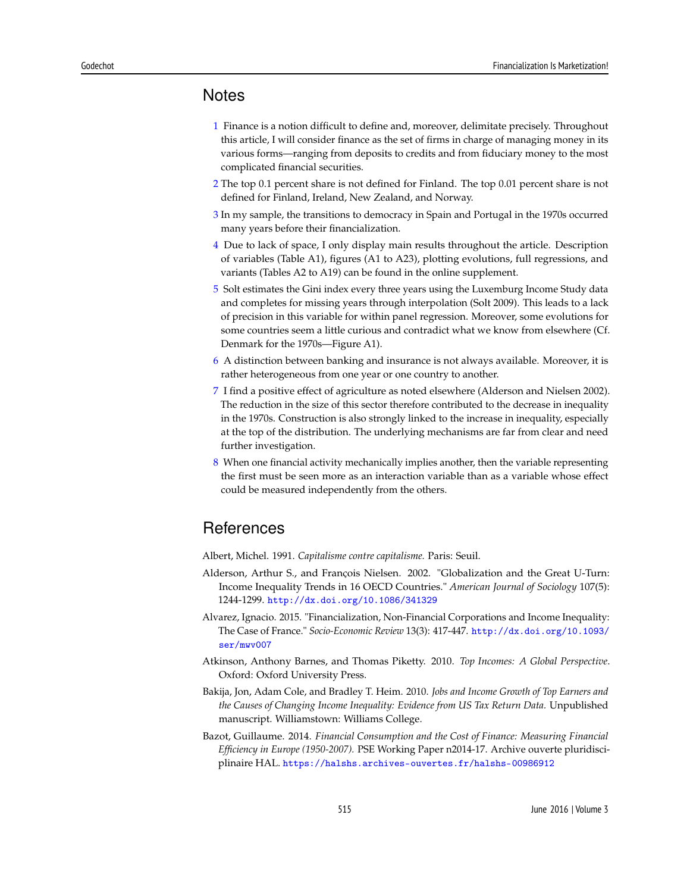## Notes

1. Finance is a notion difficult to define and, moreover, delimitate precisely. Throughout this article, I will consider finance as the set of firms in charge of managing money in its various forms—ranging from deposits to credits and from fiduciary money to the most complicated financial securities.
2. The top 0.1 percent share is not defined for Finland. The top 0.01 percent share is not defined for Finland, Ireland, New Zealand, and Norway.
3. In my sample, the transitions to democracy in Spain and Portugal in the 1970s occurred many years before their financialization.
4. Due to lack of space, I only display main results throughout the article. Description of variables (Table A1), figures (A1 to A23), plotting evolutions, full regressions, and variants (Tables A2 to A19) can be found in the online supplement.
5. Solt estimates the Gini index every three years using the Luxemburg Income Study data and completes for missing years through interpolation (Solt 2009). This leads to a lack of precision in this variable for within panel regression. Moreover, some evolutions for some countries seem a little curious and contradict what we know from elsewhere (Cf. Denmark for the 1970s—Figure A1).
6. A distinction between banking and insurance is not always available. Moreover, it is rather heterogeneous from one year or one country to another.
7. I find a positive effect of agriculture as noted elsewhere (Alderson and Nielsen 2002). The reduction in the size of this sector therefore contributed to the decrease in inequality in the 1970s. Construction is also strongly linked to the increase in inequality, especially at the top of the distribution. The underlying mechanisms are far from clear and need further investigation.
8. When one financial activity mechanically implies another, then the variable representing the first must be seen more as an interaction variable than as a variable whose effect could be measured independently from the others.

## References

Albert, Michel. 1991. *Capitalisme contre capitalisme.* Paris: Seuil.

Alderson, Arthur S., and François Nielsen. 2002. "Globalization and the Great U-Turn: Income Inequality Trends in 16 OECD Countries." *American Journal of Sociology* 107(5): 1244-1299. http://dx.doi.org/10.1086/341329

Alvarez, Ignacio. 2015. "Financialization, Non-Financial Corporations and Income Inequality: The Case of France." *Socio-Economic Review* 13(3): 417-447. http://dx.doi.org/10.1093/ser/mwv007

Atkinson, Anthony Barnes, and Thomas Piketty. 2010. *Top Incomes: A Global Perspective*. Oxford: Oxford University Press.

Bakija, Jon, Adam Cole, and Bradley T. Heim. 2010. *Jobs and Income Growth of Top Earners and the Causes of Changing Income Inequality: Evidence from US Tax Return Data.* Unpublished manuscript. Williamstown: Williams College.

Bazot, Guillaume. 2014. *Financial Consumption and the Cost of Finance: Measuring Financial Efficiency in Europe (1950-2007).* PSE Working Paper n2014-17. Archive ouverte pluridisciplinaire HAL. https://halshs.archives-ouvertes.fr/halshs-00986912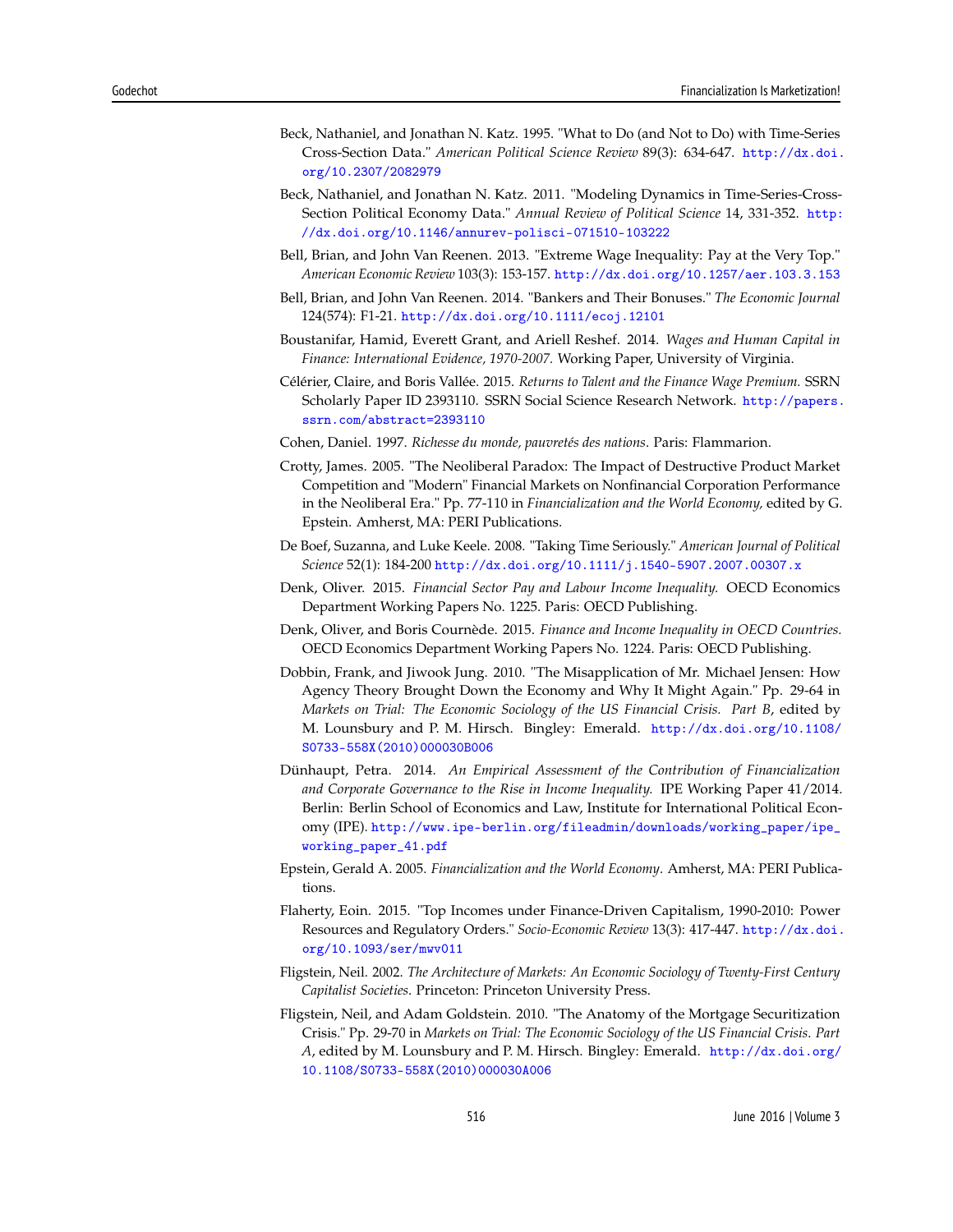Beck, Nathaniel, and Jonathan N. Katz. 1995. "What to Do (and Not to Do) with Time-Series Cross-Section Data." *American Political Science Review* 89(3): 634-647. http://dx.doi.org/10.2307/2082979

Beck, Nathaniel, and Jonathan N. Katz. 2011. "Modeling Dynamics in Time-Series-Cross-Section Political Economy Data." *Annual Review of Political Science* 14, 331-352. http://dx.doi.org/10.1146/annurev-polisci-071510-103222

Bell, Brian, and John Van Reenen. 2013. "Extreme Wage Inequality: Pay at the Very Top." *American Economic Review* 103(3): 153-157. http://dx.doi.org/10.1257/aer.103.3.153

Bell, Brian, and John Van Reenen. 2014. "Bankers and Their Bonuses." *The Economic Journal* 124(574): F1-21. http://dx.doi.org/10.1111/ecoj.12101

Boustanifar, Hamid, Everett Grant, and Ariell Reshef. 2014. *Wages and Human Capital in Finance: International Evidence, 1970-2007.* Working Paper, University of Virginia.

Célérier, Claire, and Boris Vallée. 2015. *Returns to Talent and the Finance Wage Premium.* SSRN Scholarly Paper ID 2393110. SSRN Social Science Research Network. http://papers.ssrn.com/abstract=2393110

Cohen, Daniel. 1997. *Richesse du monde, pauvretés des nations*. Paris: Flammarion.

Crotty, James. 2005. "The Neoliberal Paradox: The Impact of Destructive Product Market Competition and "Modern" Financial Markets on Nonfinancial Corporation Performance in the Neoliberal Era." Pp. 77-110 in *Financialization and the World Economy,* edited by G. Epstein. Amherst, MA: PERI Publications.

De Boef, Suzanna, and Luke Keele. 2008. "Taking Time Seriously." *American Journal of Political Science* 52(1): 184-200 http://dx.doi.org/10.1111/j.1540-5907.2007.00307.x

Denk, Oliver. 2015. *Financial Sector Pay and Labour Income Inequality.* OECD Economics Department Working Papers No. 1225. Paris: OECD Publishing.

Denk, Oliver, and Boris Cournède. 2015. *Finance and Income Inequality in OECD Countries.* OECD Economics Department Working Papers No. 1224. Paris: OECD Publishing.

Dobbin, Frank, and Jiwook Jung. 2010. "The Misapplication of Mr. Michael Jensen: How Agency Theory Brought Down the Economy and Why It Might Again." Pp. 29-64 in *Markets on Trial: The Economic Sociology of the US Financial Crisis. Part B*, edited by M. Lounsbury and P. M. Hirsch. Bingley: Emerald. http://dx.doi.org/10.1108/S0733-558X(2010)000030B006

Dünhaupt, Petra. 2014. *An Empirical Assessment of the Contribution of Financialization and Corporate Governance to the Rise in Income Inequality.* IPE Working Paper 41/2014. Berlin: Berlin School of Economics and Law, Institute for International Political Economy (IPE). http://www.ipe-berlin.org/fileadmin/downloads/working_paper/ipe_working_paper_41.pdf

Epstein, Gerald A. 2005. *Financialization and the World Economy.* Amherst, MA: PERI Publications.

Flaherty, Eoin. 2015. "Top Incomes under Finance-Driven Capitalism, 1990-2010: Power Resources and Regulatory Orders." *Socio-Economic Review* 13(3): 417-447. http://dx.doi.org/10.1093/ser/mwv011

Fligstein, Neil. 2002. *The Architecture of Markets: An Economic Sociology of Twenty-First Century Capitalist Societies.* Princeton: Princeton University Press.

Fligstein, Neil, and Adam Goldstein. 2010. "The Anatomy of the Mortgage Securitization Crisis." Pp. 29-70 in *Markets on Trial: The Economic Sociology of the US Financial Crisis. Part A*, edited by M. Lounsbury and P. M. Hirsch. Bingley: Emerald. http://dx.doi.org/10.1108/S0733-558X(2010)000030A006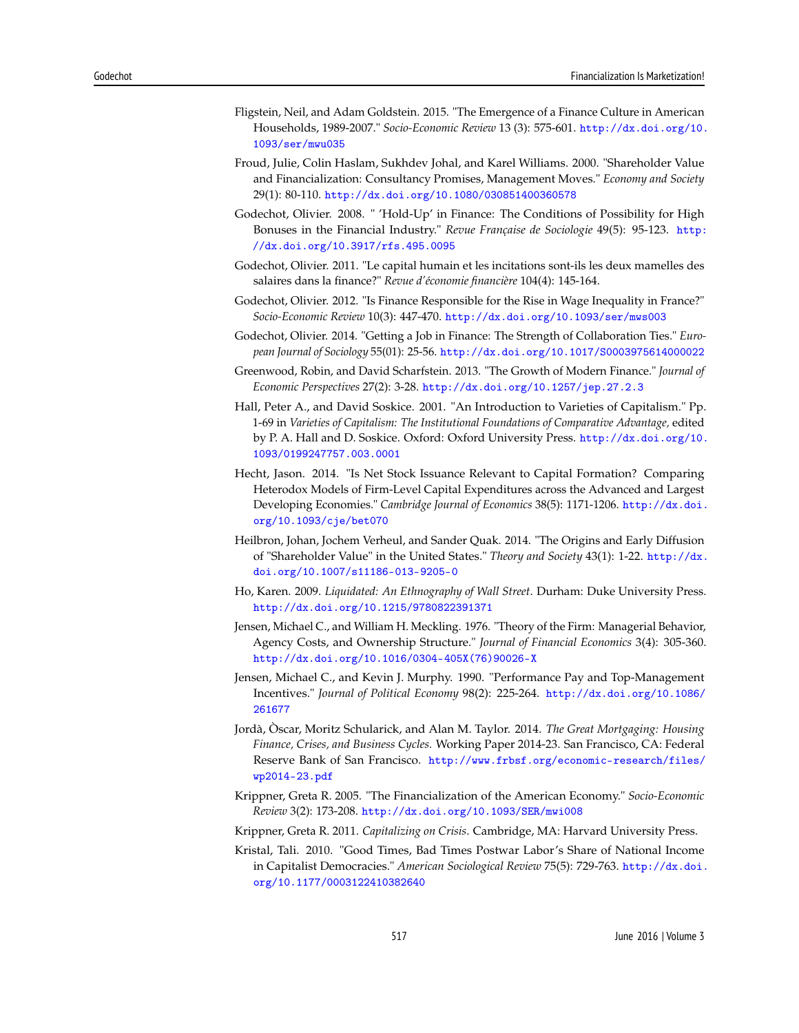Fligstein, Neil, and Adam Goldstein. 2015. "The Emergence of a Finance Culture in American Households, 1989-2007." *Socio-Economic Review* 13 (3): 575-601. http://dx.doi.org/10.1093/ser/mwu035

Froud, Julie, Colin Haslam, Sukhdev Johal, and Karel Williams. 2000. "Shareholder Value and Financialization: Consultancy Promises, Management Moves." *Economy and Society* 29(1): 80-110. http://dx.doi.org/10.1080/030851400360578

Godechot, Olivier. 2008. " 'Hold-Up' in Finance: The Conditions of Possibility for High Bonuses in the Financial Industry." *Revue Française de Sociologie* 49(5): 95-123. http://dx.doi.org/10.3917/rfs.495.0095

Godechot, Olivier. 2011. "Le capital humain et les incitations sont-ils les deux mamelles des salaires dans la finance?" *Revue d'économie financière* 104(4): 145-164.

Godechot, Olivier. 2012. "Is Finance Responsible for the Rise in Wage Inequality in France?" *Socio-Economic Review* 10(3): 447-470. http://dx.doi.org/10.1093/ser/mws003

Godechot, Olivier. 2014. "Getting a Job in Finance: The Strength of Collaboration Ties." *European Journal of Sociology* 55(01): 25-56. http://dx.doi.org/10.1017/S0003975614000022

Greenwood, Robin, and David Scharfstein. 2013. "The Growth of Modern Finance." *Journal of Economic Perspectives* 27(2): 3-28. http://dx.doi.org/10.1257/jep.27.2.3

Hall, Peter A., and David Soskice. 2001. "An Introduction to Varieties of Capitalism." Pp. 1-69 in *Varieties of Capitalism: The Institutional Foundations of Comparative Advantage,* edited by P. A. Hall and D. Soskice. Oxford: Oxford University Press. http://dx.doi.org/10.1093/0199247757.003.0001

Hecht, Jason. 2014. "Is Net Stock Issuance Relevant to Capital Formation? Comparing Heterodox Models of Firm-Level Capital Expenditures across the Advanced and Largest Developing Economies." *Cambridge Journal of Economics* 38(5): 1171-1206. http://dx.doi.org/10.1093/cje/bet070

Heilbron, Johan, Jochem Verheul, and Sander Quak. 2014. "The Origins and Early Diffusion of "Shareholder Value" in the United States." *Theory and Society* 43(1): 1-22. http://dx.doi.org/10.1007/s11186-013-9205-0

Ho, Karen. 2009. *Liquidated: An Ethnography of Wall Street*. Durham: Duke University Press. http://dx.doi.org/10.1215/9780822391371

Jensen, Michael C., and William H. Meckling. 1976. "Theory of the Firm: Managerial Behavior, Agency Costs, and Ownership Structure." *Journal of Financial Economics* 3(4): 305-360. http://dx.doi.org/10.1016/0304-405X(76)90026-X

Jensen, Michael C., and Kevin J. Murphy. 1990. "Performance Pay and Top-Management Incentives." *Journal of Political Economy* 98(2): 225-264. http://dx.doi.org/10.1086/261677

Jordà, Òscar, Moritz Schularick, and Alan M. Taylor. 2014. *The Great Mortgaging: Housing Finance, Crises, and Business Cycles.* Working Paper 2014-23. San Francisco, CA: Federal Reserve Bank of San Francisco. http://www.frbsf.org/economic-research/files/wp2014-23.pdf

Krippner, Greta R. 2005. "The Financialization of the American Economy." *Socio-Economic Review* 3(2): 173-208. http://dx.doi.org/10.1093/SER/mwi008

Krippner, Greta R. 2011. *Capitalizing on Crisis*. Cambridge, MA: Harvard University Press.

Kristal, Tali. 2010. "Good Times, Bad Times Postwar Labor's Share of National Income in Capitalist Democracies." *American Sociological Review* 75(5): 729-763. http://dx.doi.org/10.1177/0003122410382640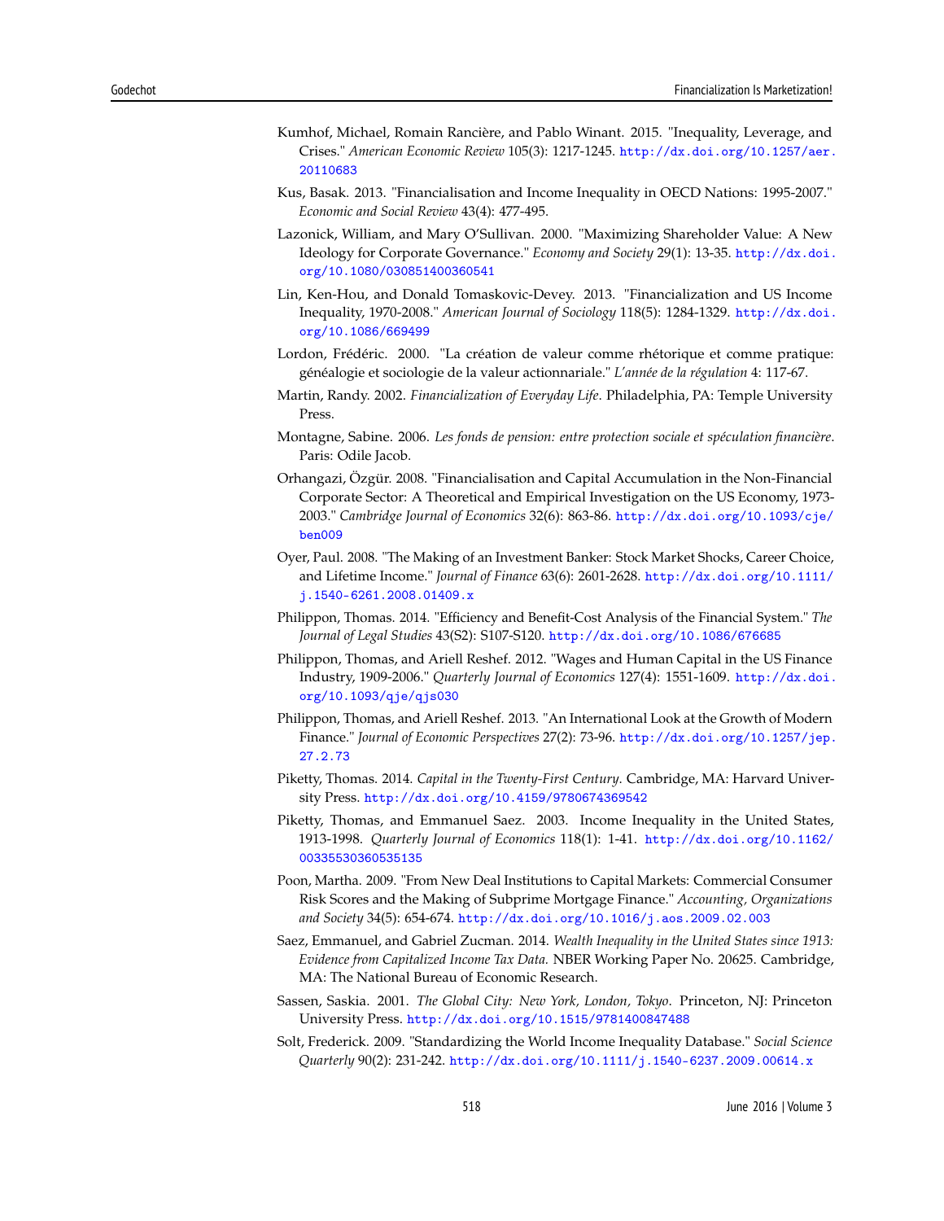Kumhof, Michael, Romain Rancière, and Pablo Winant. 2015. "Inequality, Leverage, and Crises." *American Economic Review* 105(3): 1217-1245. http://dx.doi.org/10.1257/aer.20110683

Kus, Basak. 2013. "Financialisation and Income Inequality in OECD Nations: 1995-2007." *Economic and Social Review* 43(4): 477-495.

Lazonick, William, and Mary O'Sullivan. 2000. "Maximizing Shareholder Value: A New Ideology for Corporate Governance." *Economy and Society* 29(1): 13-35. http://dx.doi.org/10.1080/030851400360541

Lin, Ken-Hou, and Donald Tomaskovic-Devey. 2013. "Financialization and US Income Inequality, 1970-2008." *American Journal of Sociology* 118(5): 1284-1329. http://dx.doi.org/10.1086/669499

Lordon, Frédéric. 2000. "La création de valeur comme rhétorique et comme pratique: généalogie et sociologie de la valeur actionnariale." *L'année de la régulation* 4: 117-67.

Martin, Randy. 2002. *Financialization of Everyday Life*. Philadelphia, PA: Temple University Press.

Montagne, Sabine. 2006. *Les fonds de pension: entre protection sociale et spéculation financière*. Paris: Odile Jacob.

Orhangazi, Özgür. 2008. "Financialisation and Capital Accumulation in the Non-Financial Corporate Sector: A Theoretical and Empirical Investigation on the US Economy, 1973-2003." *Cambridge Journal of Economics* 32(6): 863-86. http://dx.doi.org/10.1093/cje/ben009

Oyer, Paul. 2008. "The Making of an Investment Banker: Stock Market Shocks, Career Choice, and Lifetime Income." *Journal of Finance* 63(6): 2601-2628. http://dx.doi.org/10.1111/j.1540-6261.2008.01409.x

Philippon, Thomas. 2014. "Efficiency and Benefit-Cost Analysis of the Financial System." *The Journal of Legal Studies* 43(S2): S107-S120. http://dx.doi.org/10.1086/676685

Philippon, Thomas, and Ariell Reshef. 2012. "Wages and Human Capital in the US Finance Industry, 1909-2006." *Quarterly Journal of Economics* 127(4): 1551-1609. http://dx.doi.org/10.1093/qje/qjs030

Philippon, Thomas, and Ariell Reshef. 2013. "An International Look at the Growth of Modern Finance." *Journal of Economic Perspectives* 27(2): 73-96. http://dx.doi.org/10.1257/jep.27.2.73

Piketty, Thomas. 2014. *Capital in the Twenty-First Century*. Cambridge, MA: Harvard University Press. http://dx.doi.org/10.4159/9780674369542

Piketty, Thomas, and Emmanuel Saez. 2003. Income Inequality in the United States, 1913-1998. *Quarterly Journal of Economics* 118(1): 1-41. http://dx.doi.org/10.1162/00335530360535135

Poon, Martha. 2009. "From New Deal Institutions to Capital Markets: Commercial Consumer Risk Scores and the Making of Subprime Mortgage Finance." *Accounting, Organizations and Society* 34(5): 654-674. http://dx.doi.org/10.1016/j.aos.2009.02.003

Saez, Emmanuel, and Gabriel Zucman. 2014. *Wealth Inequality in the United States since 1913: Evidence from Capitalized Income Tax Data*. NBER Working Paper No. 20625. Cambridge, MA: The National Bureau of Economic Research.

Sassen, Saskia. 2001. *The Global City: New York, London, Tokyo*. Princeton, NJ: Princeton University Press. http://dx.doi.org/10.1515/9781400847488

Solt, Frederick. 2009. "Standardizing the World Income Inequality Database." *Social Science Quarterly* 90(2): 231-242. http://dx.doi.org/10.1111/j.1540-6237.2009.00614.x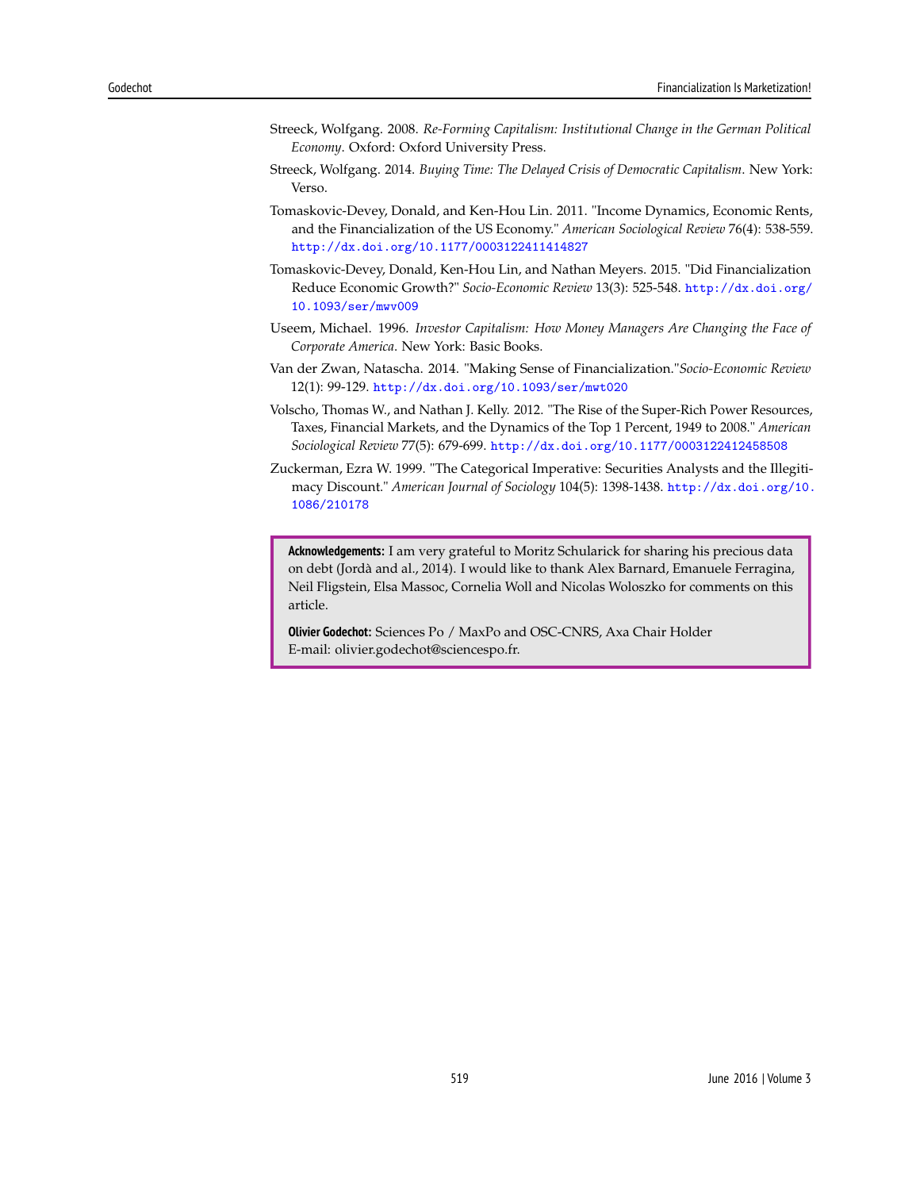Streeck, Wolfgang. 2008. *Re-Forming Capitalism: Institutional Change in the German Political Economy*. Oxford: Oxford University Press.

Streeck, Wolfgang. 2014. *Buying Time: The Delayed Crisis of Democratic Capitalism*. New York: Verso.

Tomaskovic-Devey, Donald, and Ken-Hou Lin. 2011. "Income Dynamics, Economic Rents, and the Financialization of the US Economy." *American Sociological Review* 76(4): 538-559. http://dx.doi.org/10.1177/0003122411414827

Tomaskovic-Devey, Donald, Ken-Hou Lin, and Nathan Meyers. 2015. "Did Financialization Reduce Economic Growth?" *Socio-Economic Review* 13(3): 525-548. http://dx.doi.org/10.1093/ser/mwv009

Useem, Michael. 1996. *Investor Capitalism: How Money Managers Are Changing the Face of Corporate America*. New York: Basic Books.

Van der Zwan, Natascha. 2014. "Making Sense of Financialization."*Socio-Economic Review* 12(1): 99-129. http://dx.doi.org/10.1093/ser/mwt020

Volscho, Thomas W., and Nathan J. Kelly. 2012. "The Rise of the Super-Rich Power Resources, Taxes, Financial Markets, and the Dynamics of the Top 1 Percent, 1949 to 2008." *American Sociological Review* 77(5): 679-699. http://dx.doi.org/10.1177/0003122412458508

Zuckerman, Ezra W. 1999. "The Categorical Imperative: Securities Analysts and the Illegitimacy Discount." *American Journal of Sociology* 104(5): 1398-1438. http://dx.doi.org/10.1086/210178

**Acknowledgements:** I am very grateful to Moritz Schularick for sharing his precious data on debt (Jordà and al., 2014). I would like to thank Alex Barnard, Emanuele Ferragina, Neil Fligstein, Elsa Massoc, Cornelia Woll and Nicolas Woloszko for comments on this article.

**Olivier Godechot:** Sciences Po / MaxPo and OSC-CNRS, Axa Chair Holder
E-mail: olivier.godechot@sciencespo.fr.